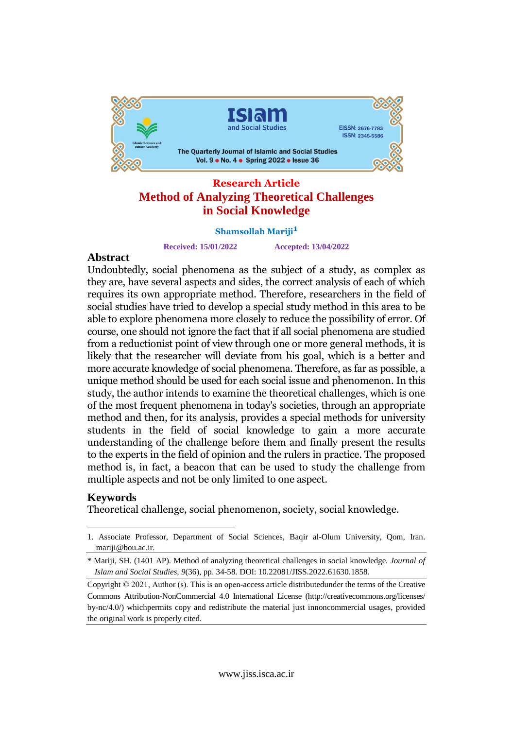Research Article

# Method of Analyzing Theoretical Challenges in Social Knowledge

**Shamsollah Mariji**[1]

Received: 15/01/2022 Accepted: 13/04/2022

## Abstract

Undoubtedly, social phenomena as the subject of a study, as complex as they are, have several aspects and sides, the correct analysis of each of which requires its own appropriate method. Therefore, researchers in the field of social studies have tried to develop a special study method in this area to be able to explore phenomena more closely to reduce the possibility of error. Of course, one should not ignore the fact that if all social phenomena are studied from a reductionist point of view through one or more general methods, it is likely that the researcher will deviate from his goal, which is a better and more accurate knowledge of social phenomena. Therefore, as far as possible, a unique method should be used for each social issue and phenomenon. In this study, the author intends to examine the theoretical challenges, which is one of the most frequent phenomena in today's societies, through an appropriate method and then, for its analysis, provides a special methods for university students in the field of social knowledge to gain a more accurate understanding of the challenge before them and finally present the results to the experts in the field of opinion and the rulers in practice. The proposed method is, in fact, a beacon that can be used to study the challenge from multiple aspects and not be only limited to one aspect.

## Keywords

Theoretical challenge, social phenomenon, society, social knowledge.

---

1. Associate Professor, Department of Social Sciences, Baqir al-Olum University, Qom, Iran. mariji@bou.ac.ir.

\* Mariji, SH. (1401 AP). Method of analyzing theoretical challenges in social knowledge. *Journal of Islam and Social Studies, 9*(36), pp. 34-58. DOI: 10.22081/JISS.2022.61630.1858.

Copyright © 2021, Author (s). This is an open-access article distributedunder the terms of the Creative Commons Attribution-NonCommercial 4.0 International License (http://creativecommons.org/licenses/by-nc/4.0/) whichpermits copy and redistribute the material just innoncommercial usages, provided the original work is properly cited.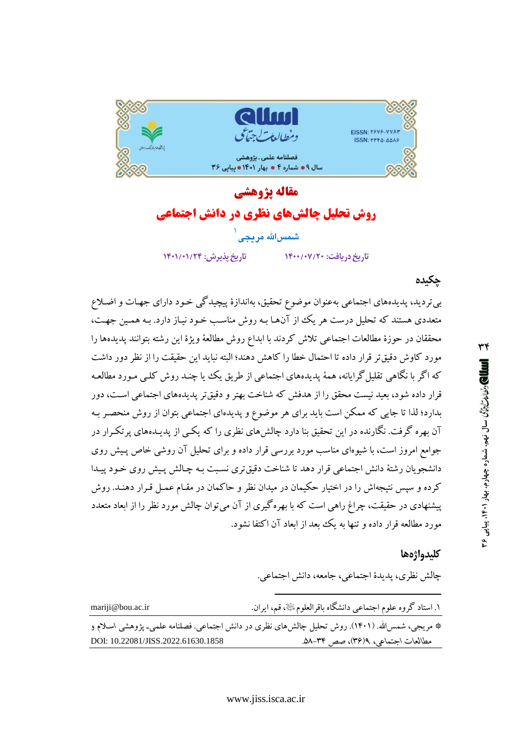مقاله پژوهشی

# روش تحلیل چالش‌های نظری در دانش اجتماعی

شمس‌الله مریجی[1]

تاریخ دریافت: ۱۴۰۰/۰۷/۲۰ تاریخ پذیرش: ۱۴۰۱/۰۱/۲۴

## چکیده

بی‌تردید، پدیده‌های اجتماعی به‌عنوان موضوع تحقیق، به‌اندازهٔ پیچیدگی خود دارای جهات و اضلاع متعددی هستند که تحلیل درست هر یک از آن‌ها به روش مناسب خود نیاز دارد. به همین جهت، محققان در حوزهٔ مطالعات اجتماعی تلاش کردند با ابداع روش مطالعهٔ ویژهٔ این رشته بتوانند پدیده‌ها را مورد کاوش دقیق‌تر قرار داده تا احتمال خطا را کاهش دهند؛ البته نباید این حقیقت را از نظر دور داشت که اگر با نگاهی تقلیل‌گرایانه، همهٔ پدیده‌های اجتماعی از طریق یک یا چند روش کلی مورد مطالعه قرار داده شود، بعید نیست محقق را از هدفش که شناخت بهتر و دقیق‌تر پدیده‌های اجتماعی است، دور بدارد؛ لذا تا جایی که ممکن است باید برای هر موضوع و پدیده‌ای اجتماعی بتوان از روش منحصر به آن بهره گرفت. نگارنده در این تحقیق بنا دارد چالش‌های نظری را که یکی از پدیده‌های پرتکرار در جوامع امروز است، با شیوه‌ای مناسب مورد بررسی قرار داده و برای تحلیل آن روشی خاص پیش روی دانشجویان رشتهٔ دانش اجتماعی قرار دهد تا شناخت دقیق‌تری نسبت به چالش پیش روی خود پیدا کرده و سپس نتیجه‌اش را در اختیار حکیمان در میدان نظر و حاکمان در مقام عمل قرار دهند. روش پیشنهادی در حقیقت، چراغ راهی است که با بهره‌گیری از آن می‌توان چالش مورد نظر را از ابعاد متعدد مورد مطالعه قرار داده و تنها به یک بعد از ابعاد آن اکتفا نشود.

## کلیدواژه‌ها

چالش نظری، پدیدهٔ اجتماعی، جامعه، دانش اجتماعی.

---

[1] استاد گروه علوم اجتماعی دانشگاه باقرالعلوم علیه‌السلام، قم، ایران. mariji@bou.ac.ir

* مریجی، شمس‌الله. (۱۴۰۱). روش تحلیل چالش‌های نظری در دانش اجتماعی. فصلنامه علمی- پژوهشی اسلام و مطالعات اجتماعی، ۹(۳۶)، صص ۳۴-۵۸. DOI: 10.22081/JISS.2022.61630.1858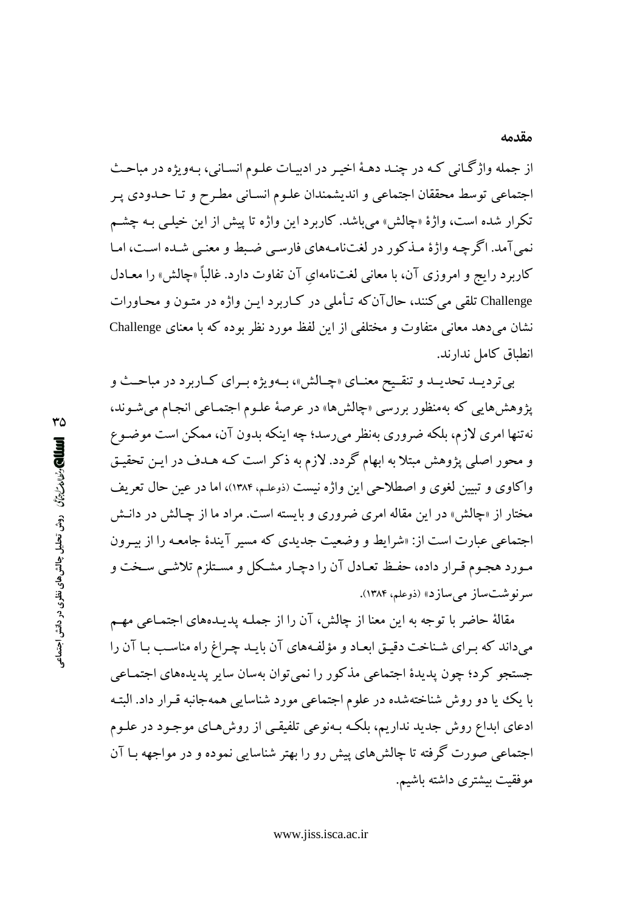## مقدمه

از جمله واژگـانی کـه در چنـد دهـهٔ اخیـر در ادبیـات علـوم انسـانی، بـه‌ویژه در مباحـث اجتماعی توسط محققان اجتماعی و اندیشمندان علـوم انسـانی مطـرح و تـا حـدودی پـر تکرار شده است، واژهٔ «چالش» می‌باشد. کاربرد این واژه تا پیش از این خیلـی بـه چشـم نمی‌آمد. اگرچـه واژهٔ مـذکور در لغت‌نامـه‌های فارسـی ضـبط و معنـی شـده اسـت، امـا کاربرد رایج و امروزی آن، با معانی لغت‌نامه‌ایِ آن تفاوت دارد. غالباً «چالش» را معـادل Challenge تلقی می‌کنند، حال‌آن‌که تـأملی در کـاربرد ایـن واژه در متـون و محـاورات نشان می‌دهد معانی متفاوت و مختلفی از این لفظ مورد نظر بوده که با معنای Challenge انطباق کامل ندارند.

بی‌تردیـد تحدیـد و تنقـیح معنـای «چـالش»، بـه‌ویژه بـرای کـاربرد در مباحـث و پژوهش‌هایی که به‌منظور بررسی «چالش‌ها» در عرصهٔ علـوم اجتمـاعی انجـام می‌شـوند، نه‌تنها امری لازم، بلکه ضروری به‌نظر می‌رسد؛ چه اینکه بدون آن، ممکن است موضـوع و محور اصلی پژوهش مبتلا به ابهام گردد. لازم به ذکر است کـه هـدف در ایـن تحقیـق واکاوی و تبیین لغوی و اصطلاحی این واژه نیست (ذوعلم، ۱۳۸۴)، اما در عین حال تعریف مختار از «چالش» در این مقاله امری ضروری و بایسته است. مراد ما از چـالش در دانـش اجتماعی عبارت است از: «شرایط و وضعیت جدیدی که مسیر آیندهٔ جامعـه را از بیـرون مـورد هجـوم قـرار داده، حفـظ تعـادل آن را دچـار مشـکل و مسـتلزم تلاشـی سـخت و سرنوشت‌ساز می‌سازد» (ذوعلم، ۱۳۸۴).

مقالهٔ حاضر با توجه به این معنا از چالش، آن را از جملـه پدیـده‌های اجتمـاعی مهـم می‌داند که بـرای شـناخت دقیـق ابعـاد و مؤلفـه‌های آن بایـد چـراغ راه مناسـب بـا آن را جستجو کرد؛ چون پدیدهٔ اجتماعی مذکور را نمی‌توان به‌سان سایر پدیده‌های اجتمـاعی با یک یا دو روش شناخته‌شده در علوم اجتماعی مورد شناسایی همه‌جانبه قـرار داد. البتـه ادعای ابداع روش جدید نداریم، بلکـه بـه‌نوعی تلفیقـی از روش‌هـای موجـود در علـوم اجتماعی صورت گرفته تا چالش‌های پیش رو را بهتر شناسایی نموده و در مواجهه بـا آن موفقیت بیشتری داشته باشیم.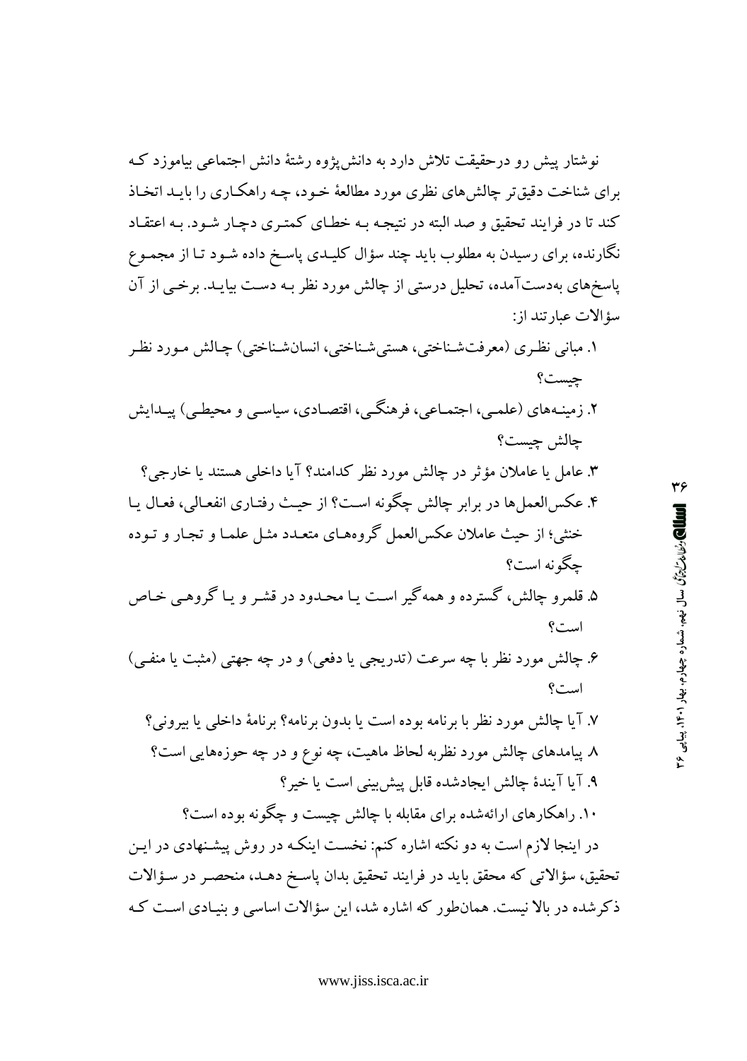نوشتار پیش رو درحقیقت تلاش دارد به دانش‌پژوه رشتهٔ دانش اجتماعی بیاموزد که برای شناخت دقیق‌تر چالش‌های نظری مورد مطالعهٔ خود، چه راهکاری را باید اتخاذ کند تا در فرایند تحقیق و صد البته در نتیجه به خطای کمتری دچار شود. به اعتقاد نگارنده، برای رسیدن به مطلوب باید چند سؤال کلیدی پاسخ داده شود تا از مجموع پاسخ‌های به‌دست‌آمده، تحلیل درستی از چالش مورد نظر به دست بیاید. برخی از آن سؤالات عبارتند از:

۱. مبانی نظری (معرفت‌شناختی، هستی‌شناختی، انسان‌شناختی) چالش مورد نظر چیست؟

۲. زمینه‌های (علمی، اجتماعی، فرهنگی، اقتصادی، سیاسی و محیطی) پیدایش چالش چیست؟

۳. عامل یا عاملان مؤثر در چالش مورد نظر کدامند؟ آیا داخلی هستند یا خارجی؟

۴. عکس‌العمل‌ها در برابر چالش چگونه است؟ از حیث رفتاری انفعالی، فعال یا خنثی؛ از حیث عاملان عکس‌العمل گروه‌های متعدد مثل علما و تجار و توده چگونه است؟

۵. قلمرو چالش، گسترده و همه‌گیر است یا محدود در قشر و یا گروهی خاص است؟

۶. چالش مورد نظر با چه سرعت (تدریجی یا دفعی) و در چه جهتی (مثبت یا منفی) است؟

۷. آیا چالش مورد نظر با برنامه بوده است یا بدون برنامه؟ برنامهٔ داخلی یا بیرونی؟

۸. پیامدهای چالش مورد نظربه لحاظ ماهیت، چه نوع و در چه حوزه‌هایی است؟

۹. آیا آیندهٔ چالش ایجادشده قابل پیش‌بینی است یا خیر؟

۱۰. راهکارهای ارائه‌شده برای مقابله با چالش چیست و چگونه بوده است؟

در اینجا لازم است به دو نکته اشاره کنم: نخست اینکه در روش پیشنهادی در این تحقیق، سؤالاتی که محقق باید در فرایند تحقیق بدان پاسخ دهد، منحصر در سؤالات ذکرشده در بالا نیست. همان‌طور که اشاره شد، این سؤالات اساسی و بنیادی است که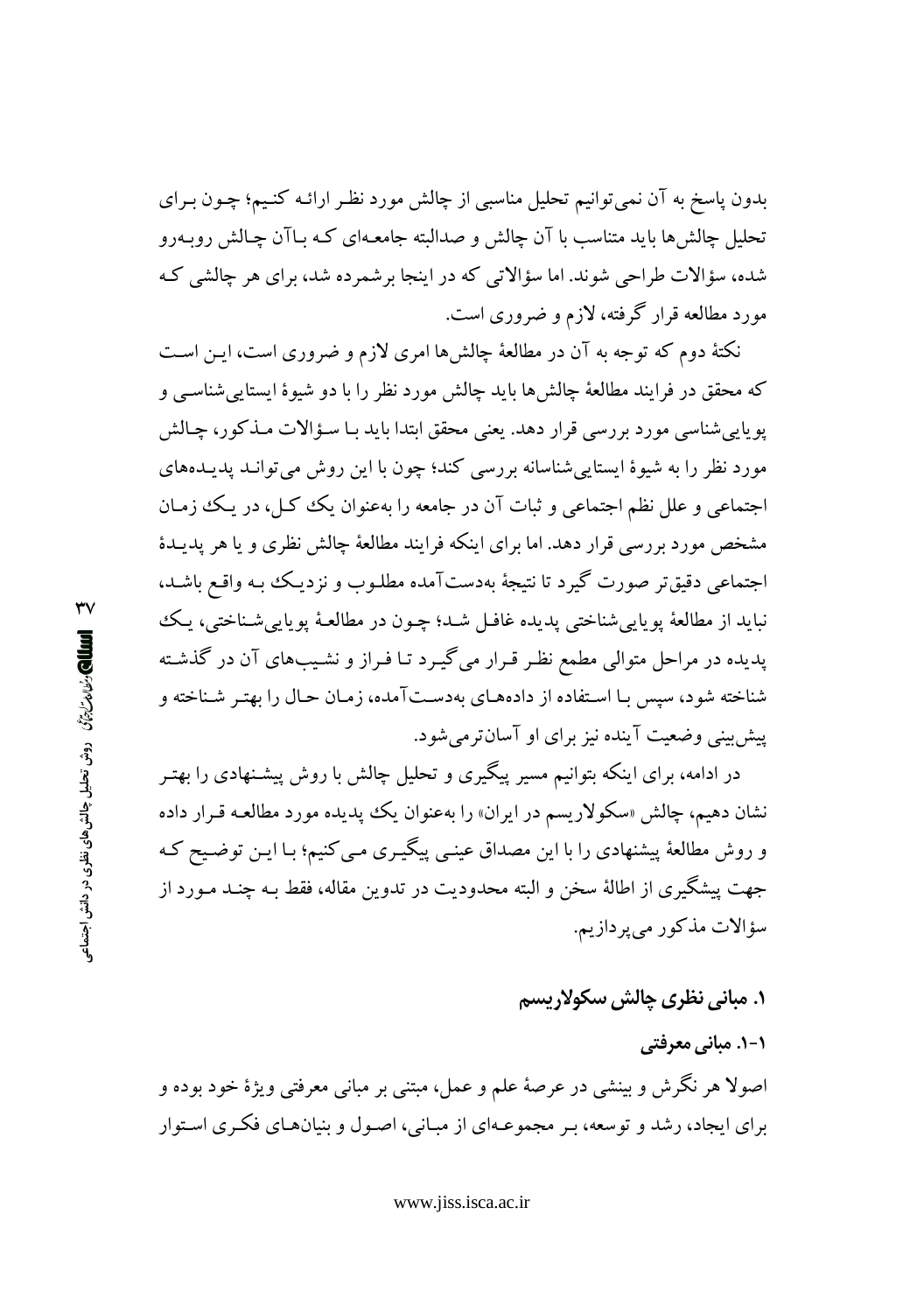بدون پاسخ به آن نمی‌توانیم تحلیل مناسبی از چالش مورد نظر ارائه کنیم؛ چون برای تحلیل چالش‌ها باید متناسب با آن چالش و صدالبته جامعه‌ای که باآن چالش روبه‌رو شده، سؤالات طراحی شوند. اما سؤالاتی که در اینجا برشمرده شد، برای هر چالشی که مورد مطالعه قرار گرفته، لازم و ضروری است.

نکتهٔ دوم که توجه به آن در مطالعهٔ چالش‌ها امری لازم و ضروری است، این است که محقق در فرایند مطالعهٔ چالش‌ها باید چالش مورد نظر را با دو شیوهٔ ایستایی‌شناسی و پویایی‌شناسی مورد بررسی قرار دهد. یعنی محقق ابتدا باید با سؤالات مذکور، چالش مورد نظر را به شیوهٔ ایستایی‌شناسانه بررسی کند؛ چون با این روش می‌تواند پدیده‌های اجتماعی و علل نظم اجتماعی و ثبات آن در جامعه را به‌عنوان یک کل، در یک زمان مشخص مورد بررسی قرار دهد. اما برای اینکه فرایند مطالعهٔ چالش نظری و یا هر پدیدهٔ اجتماعی دقیق‌تر صورت گیرد تا نتیجهٔ به‌دست‌آمده مطلوب و نزدیک به واقع باشد، نباید از مطالعهٔ پویایی‌شناختی پدیده غافل شد؛ چون در مطالعهٔ پویایی‌شناختی، یک پدیده در مراحل متوالی مطمع نظر قرار می‌گیرد تا فراز و نشیب‌های آن در گذشته شناخته شود، سپس با استفاده از داده‌های به‌دست‌آمده، زمان حال را بهتر شناخته و پیش‌بینی وضعیت آینده نیز برای او آسان‌تر می‌شود.

در ادامه، برای اینکه بتوانیم مسیر پیگیری و تحلیل چالش با روش پیشنهادی را بهتر نشان دهیم، چالش «سکولاریسم در ایران» را به‌عنوان یک پدیده مورد مطالعه قرار داده و روش مطالعهٔ پیشنهادی را با این مصداق عینی پیگیری می‌کنیم؛ با این توضیح که جهت پیشگیری از اطالهٔ سخن و البته محدودیت در تدوین مقاله، فقط به چند مورد از سؤالات مذکور می‌پردازیم.

## ۱. مبانی نظری چالش سکولاریسم

### ۱-۱. مبانی معرفتی

اصولا هر نگرش و بینشی در عرصهٔ علم و عمل، مبتنی بر مبانی معرفتی ویژهٔ خود بوده و برای ایجاد، رشد و توسعه، بر مجموعه‌ای از مبانی، اصول و بنیان‌های فکری استوار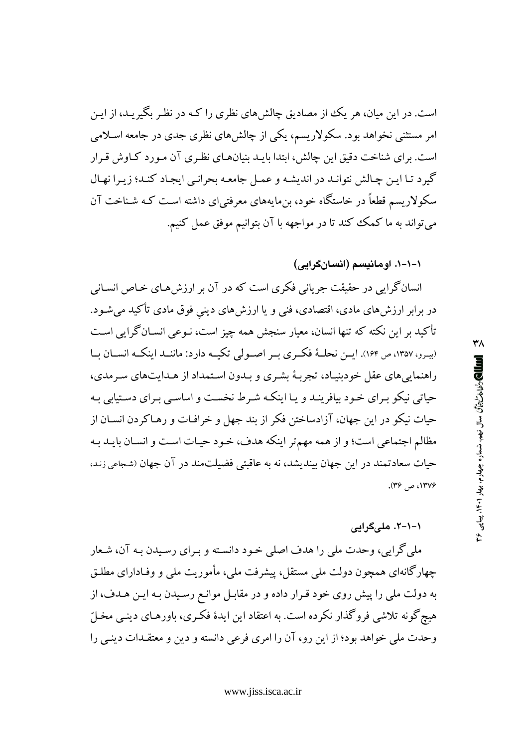است. در این میان، هر یک از مصادیق چالش‌های نظری را که در نظر بگیرید، از این امر مستثنی نخواهد بود. سکولاریسم، یکی از چالش‌های نظری جدی در جامعه اسلامی است. برای شناخت دقیق این چالش، ابتدا باید بنیان‌های نظری آن مورد کاوش قرار گیرد تا این چالش نتواند در اندیشه و عمل جامعه بحرانی ایجاد کند؛ زیرا نهال سکولاریسم قطعاً در خاستگاه خود، بن‌مایه‌های معرفتی‌ای داشته است که شناخت آن می‌تواند به ما کمک کند تا در مواجهه با آن بتوانیم موفق عمل کنیم.

### ۱-۱-۱. اومانیسم (انسان‌گرایی)

انسان‌گرایی در حقیقت جریانی فکری است که در آن بر ارزش‌های خاص انسانی در برابر ارزش‌های مادی، اقتصادی، فنی و یا ارزش‌های دینیِ فوق مادی تأکید می‌شود. تأکید بر این نکته که تنها انسان، معیار سنجش همه چیز است، نوعی انسان‌گرایی است (بیرو، ۱۳۵۷، ص ۱۶۴). این نحلهٔ فکری بر اصولی تکیه دارد: مانند اینکه انسان با راهنمایی‌های عقل خودبنیاد، تجربهٔ بشری و بدون استمداد از هدایت‌های سرمدی، حیاتی نیکو برای خود بیافریند و یا اینکه شرط نخست و اساسی برای دستیابی به حیات نیکو در این جهان، آزادساختن فکر از بند جهل و خرافات و رهاکردن انسان از مظالم اجتماعی است؛ و از همه مهم‌تر اینکه هدف، خود حیات است و انسان باید به حیات سعادتمند در این جهان بیندیشد، نه به عاقبتی فضیلت‌مند در آن جهان (شجاعی زند، ۱۳۷۶، ص ۳۶).

### ۱-۱-۲. ملی‌گرایی

ملی‌گرایی، وحدت ملی را هدف اصلی خود دانسته و برای رسیدن به آن، شعار چهارگانه‌ای همچون دولت ملی مستقل، پیشرفت ملی، مأموریت ملی و وفادارای مطلق به دولت ملی را پیش روی خود قرار داده و در مقابل موانع رسیدن به این هدف، از هیچ‌گونه تلاشی فروگذار نکرده است. به اعتقاد این ایدهٔ فکری، باورهای دینی مخلّ وحدت ملی خواهد بود؛ از این رو، آن را امری فرعی دانسته و دین و معتقدات دینی را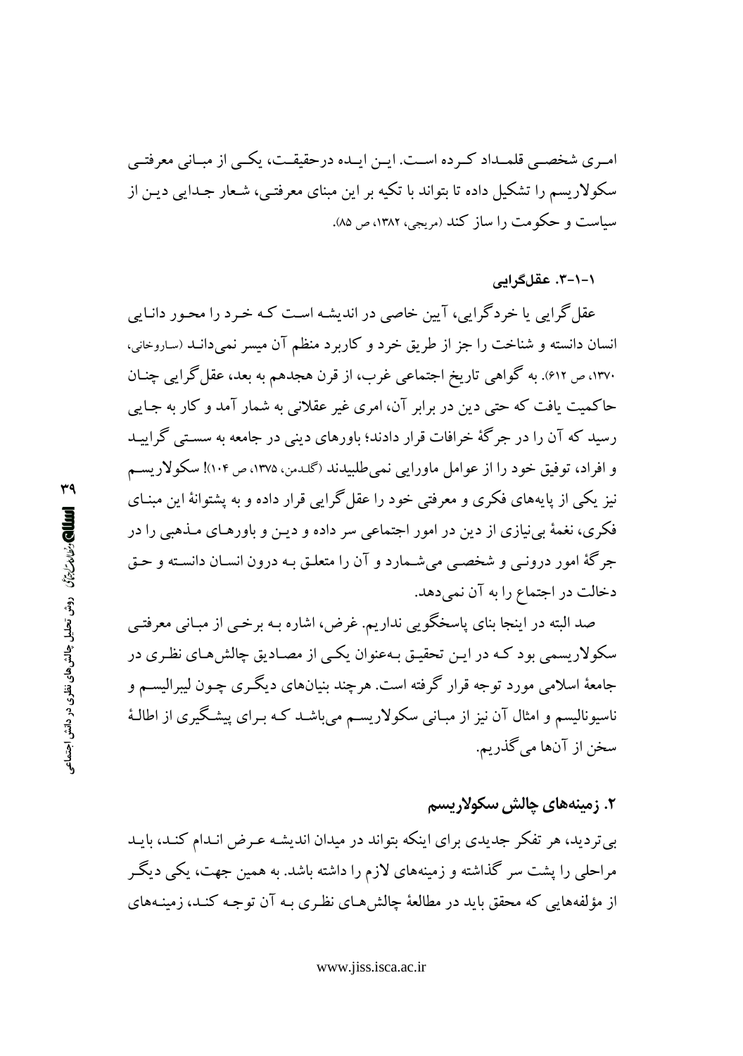امری شخصی قلمداد کرده است. این ایده درحقیقت، یکی از مبانی معرفتی سکولاریسم را تشکیل داده تا بتواند با تکیه بر این مبنای معرفتی، شعار جدایی دین از سیاست و حکومت را ساز کند (مریجی، ۱۳۸۲، ص ۸۵).

### ۱-۱-۳. عقل‌گرایی

عقل‌گرایی یا خردگرایی، آیین خاصی در اندیشه است که خرد را محور دانایی انسان دانسته و شناخت را جز از طریق خرد و کاربرد منظم آن میسر نمی‌داند (ساروخانی، ۱۳۷۰، ص ۶۱۲). به گواهی تاریخ اجتماعی غرب، از قرن هجدهم به بعد، عقل‌گرایی چنان حاکمیت یافت که حتی دین در برابر آن، امری غیر عقلانی به شمار آمد و کار به جایی رسید که آن را در جرگهٔ خرافات قرار دادند؛ باورهای دینی در جامعه به سستی گرایید و افراد، توفیق خود را از عوامل ماورایی نمی‌طلبیدند (گلدمن، ۱۳۷۵، ص ۱۰۴)! سکولاریسم نیز یکی از پایه‌های فکری و معرفتی خود را عقل‌گرایی قرار داده و به پشتوانهٔ این مبنای فکری، نغمهٔ بی‌نیازی از دین در امور اجتماعی سر داده و دین و باورهای مذهبی را در جرگهٔ امور درونی و شخصی می‌شمارد و آن را متعلق به درون انسان دانسته و حق دخالت در اجتماع را به آن نمی‌دهد.

صد البته در اینجا بنای پاسخگویی نداریم. غرض، اشاره به برخی از مبانی معرفتی سکولاریسمی بود که در این تحقیق به‌عنوان یکی از مصادیق چالش‌های نظری در جامعهٔ اسلامی مورد توجه قرار گرفته است. هرچند بنیان‌های دیگری چون لیبرالیسم و ناسیونالیسم و امثال آن نیز از مبانی سکولاریسم می‌باشد که برای پیشگیری از اطالهٔ سخن از آن‌ها می‌گذریم.

## ۲. زمینه‌های چالش سکولاریسم

بی‌تردید، هر تفکر جدیدی برای اینکه بتواند در میدان اندیشه عرض اندام کند، باید مراحلی را پشت سر گذاشته و زمینه‌های لازم را داشته باشد. به همین جهت، یکی دیگر از مؤلفه‌هایی که محقق باید در مطالعهٔ چالش‌های نظری به آن توجه کند، زمینه‌های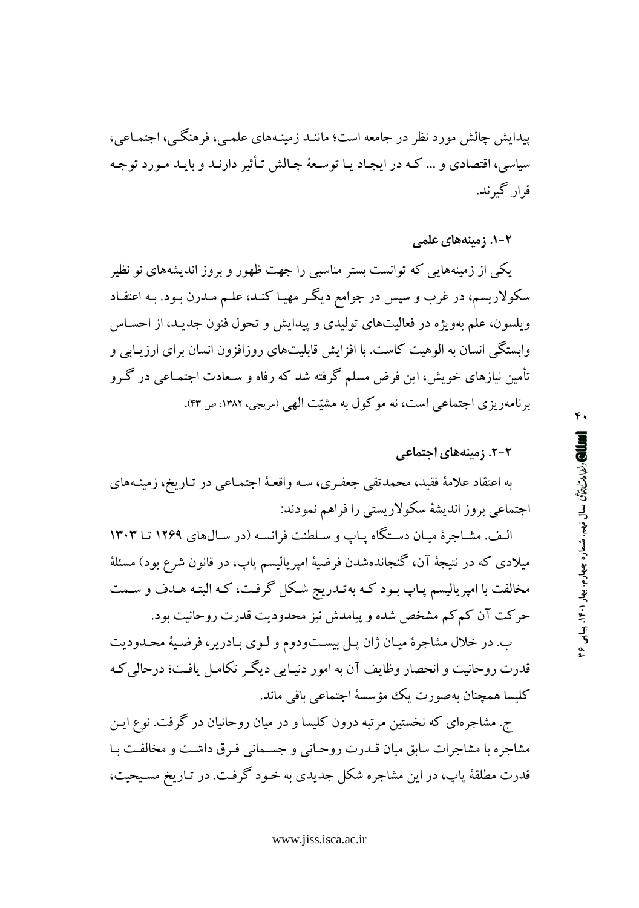پیدایش چالش مورد نظر در جامعه است؛ مانند زمینه‌های علمی، فرهنگی، اجتماعی، سیاسی، اقتصادی و ... که در ایجاد یا توسعهٔ چالش تأثیر دارند و باید مورد توجه قرار گیرند.

### ۲-۱. زمینه‌های علمی

یکی از زمینه‌هایی که توانست بستر مناسبی را جهت ظهور و بروز اندیشه‌های نو نظیر سکولاریسم، در غرب و سپس در جوامع دیگر مهیا کند، علم مدرن بود. به اعتقاد ویلسون، علم به‌ویژه در فعالیت‌های تولیدی و پیدایش و تحول فنون جدید، از احساس وابستگی انسان به الوهیت کاست. با افزایش قابلیت‌های روزافزون انسان برای ارزیابی و تأمین نیازهای خویش، این فرض مسلم گرفته شد که رفاه و سعادت اجتماعی در گرو برنامه‌ریزی اجتماعی است، نه موکول به مشیّت الهی (مریجی، ۱۳۸۲، ص ۴۳).

### ۲-۲. زمینه‌های اجتماعی

به اعتقاد علامهٔ فقید، محمدتقی جعفری، سه واقعهٔ اجتماعی در تاریخ، زمینه‌های اجتماعی بروز اندیشهٔ سکولاریستی را فراهم نمودند:

الف. مشاجرهٔ میان دستگاه پاپ و سلطنت فرانسه (در سال‌های ۱۲۶۹ تا ۱۳۰۳ میلادی که در نتیجهٔ آن، گنجانده‌شدن فرضیهٔ امپریالیسم پاپ، در قانون شرع بود) مسئلهٔ مخالفت با امپریالیسم پاپ بود که به‌تدریج شکل گرفت، که البته هدف و سمت حرکت آن کم‌کم مشخص شده و پیامدش نیز محدودیت قدرت روحانیت بود.

ب. در خلال مشاجرهٔ میان ژان پل بیست‌ودوم و لوی بادریر، فرضیهٔ محدودیت قدرت روحانیت و انحصار وظایف آن به امور دنیایی دیگر تکامل یافت؛ درحالی‌که کلیسا همچنان به‌صورت یک مؤسسهٔ اجتماعی باقی ماند.

ج. مشاجره‌ای که نخستین مرتبه درون کلیسا و در میان روحانیان در گرفت. نوع این مشاجره با مشاجرات سابق میان قدرت روحانی و جسمانی فرق داشت و مخالفت با قدرت مطلقهٔ پاپ، در این مشاجره شکل جدیدی به خود گرفت. در تاریخ مسیحیت،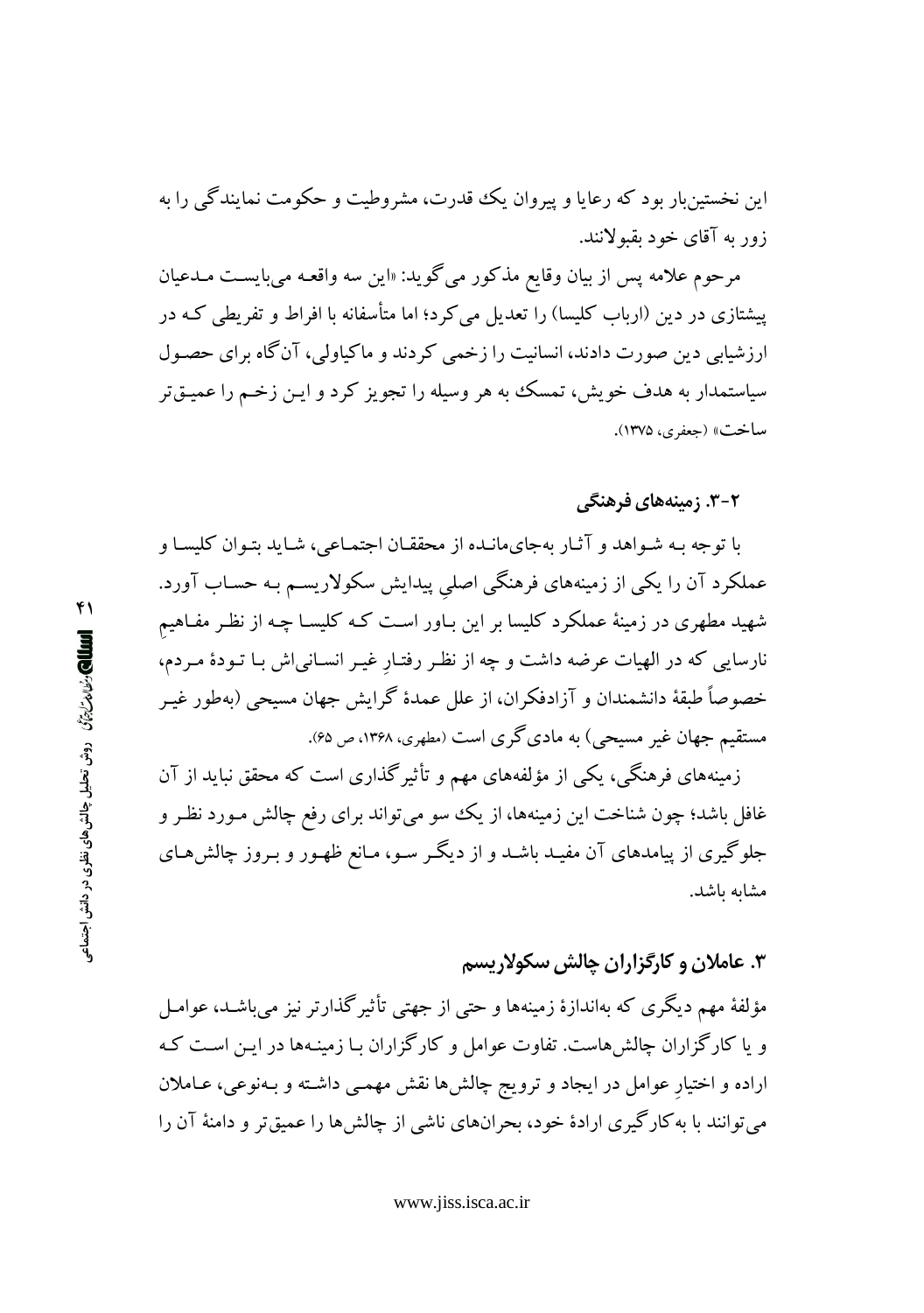این نخستین‌بار بود که رعایا و پیروان یک قدرت، مشروطیت و حکومت نمایندگی را به زور به آقای خود بقبولانند.

مرحوم علامه پس از بیان وقایع مذکور می‌گوید: «این سه واقعه می‌بایست مدعیان پیشتازی در دین (ارباب کلیسا) را تعدیل می‌کرد؛ اما متأسفانه با افراط و تفریطی که در ارزشیابی دین صورت دادند، انسانیت را زخمی کردند و ماکیاولی، آن‌گاه برای حصول سیاستمدار به هدف خویش، تمسک به هر وسیله را تجویز کرد و این زخم را عمیق‌تر ساخت» (جعفری، ۱۳۷۵).

### ۲-۳. زمینه‌های فرهنگی

با توجه به شواهد و آثار به‌جای‌مانده از محققان اجتماعی، شاید بتوان کلیسا و عملکرد آن را یکی از زمینه‌های فرهنگی اصلیِ پیدایش سکولاریسم به حساب آورد. شهید مطهری در زمینهٔ عملکرد کلیسا بر این باور است که کلیسا چه از نظر مفاهیمِ نارسایی که در الهیات عرضه داشت و چه از نظر رفتارِ غیر انسانی‌اش با تودهٔ مردم، خصوصاً طبقهٔ دانشمندان و آزادفکران، از علل عمدهٔ گرایش جهان مسیحی (به‌طور غیر مستقیم جهان غیر مسیحی) به مادی‌گری است (مطهری، ۱۳۶۸، ص ۶۵).

زمینه‌های فرهنگی، یکی از مؤلفه‌های مهم و تأثیرگذاری است که محقق نباید از آن غافل باشد؛ چون شناخت این زمینه‌ها، از یک سو می‌تواند برای رفع چالش مورد نظر و جلوگیری از پیامدهای آن مفید باشد و از دیگر سو، مانع ظهور و بروز چالش‌های مشابه باشد.

## ۳. عاملان و کارگزاران چالش سکولاریسم

مؤلفهٔ مهم دیگری که به‌اندازهٔ زمینه‌ها و حتی از جهتی تأثیرگذارتر نیز می‌باشد، عوامل و یا کارگزاران چالش‌هاست. تفاوت عوامل و کارگزاران با زمینه‌ها در این است که اراده و اختیارِ عوامل در ایجاد و ترویج چالش‌ها نقش مهمی داشته و به‌نوعی، عاملان می‌توانند با به‌کارگیری ارادهٔ خود، بحران‌های ناشی از چالش‌ها را عمیق‌تر و دامنهٔ آن را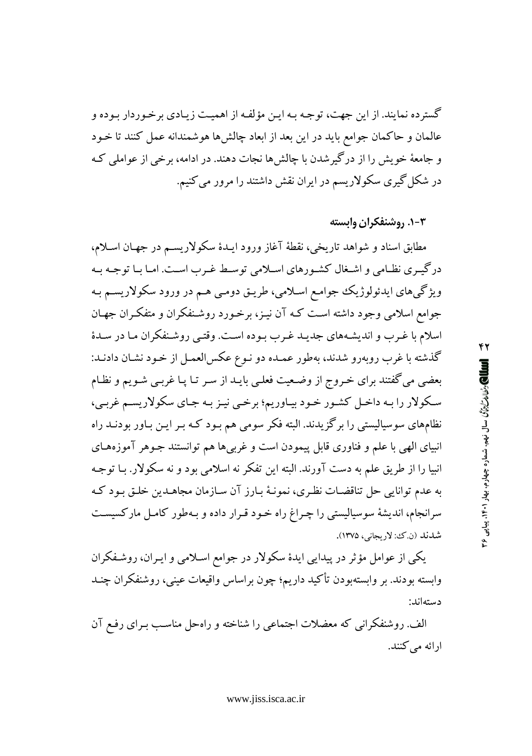گسترده نمایند. از این جهت، توجه به این مؤلفه از اهمیت زیادی برخوردار بوده و عالمان و حاکمان جوامع باید در این بعد از ابعاد چالش‌ها هوشمندانه عمل کنند تا خود و جامعهٔ خویش را از درگیرشدن با چالش‌ها نجات دهند. در ادامه، برخی از عواملی که در شکل‌گیری سکولاریسم در ایران نقش داشتند را مرور می‌کنیم.

### ۳-۱. روشنفکران وابسته

مطابق اسناد و شواهد تاریخی، نقطهٔ آغاز ورود ایدهٔ سکولاریسم در جهان اسلام، درگیری نظامی و اشغال کشورهای اسلامی توسط غرب است. اما با توجه به ویژگی‌های ایدئولوژیک جوامع اسلامی، طریق دومی هم در ورود سکولاریسم به جوامع اسلامی وجود داشته است که آن نیز، برخورد روشنفکران و متفکران جهان اسلام با غرب و اندیشه‌های جدید غرب بوده است. وقتی روشنفکران ما در سدهٔ گذشته با غرب روبه‌رو شدند، به‌طور عمده دو نوع عکس‌العمل از خود نشان دادند: بعضی می‌گفتند برای خروج از وضعیت فعلی باید از سر تا پا غربی شویم و نظام سکولار را به داخل کشور خود بیاوریم؛ برخی نیز به جای سکولاریسم غربی، نظام‌های سوسیالیستی را برگزیدند. البته فکر سومی هم بود که بر این باور بودند راه انبیای الهی با علم و فناوری قابل پیمودن است و غربی‌ها هم توانستند جوهر آموزه‌های انبیا را از طریق علم به دست آورند. البته این تفکر نه اسلامی بود و نه سکولار. با توجه به عدم توانایی حل تناقضات نظری، نمونهٔ بارز آن سازمان مجاهدین خلق بود که سرانجام، اندیشهٔ سوسیالیستی را چراغ راه خود قرار داده و به‌طور کامل مارکسیست شدند (ن.ک: لاریجانی، ۱۳۷۵).

یکی از عوامل مؤثر در پیدایی ایدهٔ سکولار در جوامع اسلامی و ایران، روشنفکران وابسته بودند. بر وابسته‌بودن تأکید داریم؛ چون براساس واقیعات عینی، روشنفکران چند دسته‌اند:

الف. روشنفکرانی که معضلات اجتماعی را شناخته و راه‌حل مناسب برای رفع آن ارائه می‌کنند.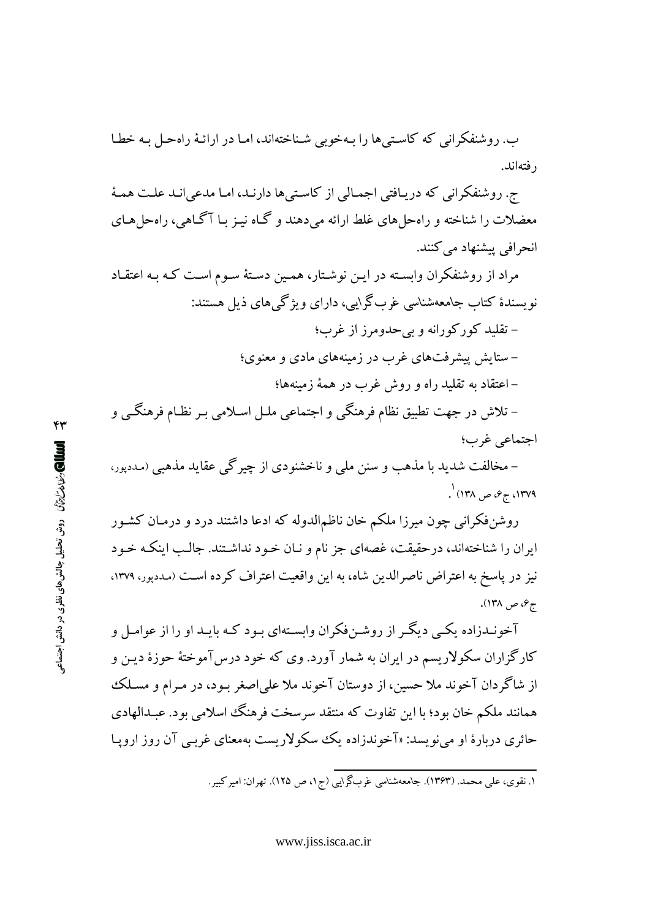ب. روشنفکرانی که کاستی‌ها را به‌خوبی شناخته‌اند، اما در ارائهٔ راه‌حل به خطا رفته‌اند.

ج. روشنفکرانی که دریافتی اجمالی از کاستی‌ها دارند، اما مدعی‌اند علت همهٔ معضلات را شناخته و راه‌حل‌های غلط ارائه می‌دهند و گاه نیز با آگاهی، راه‌حل‌های انحرافی پیشنهاد می‌کنند.

مراد از روشنفکران وابسته در این نوشتار، همین دستهٔ سوم است که به اعتقاد نویسندهٔ کتاب جامعه‌شناسی غرب‌گرایی، دارای ویژگی‌های ذیل هستند:

- تقلید کورکورانه و بی‌حدومرز از غرب؛
- ستایش پیشرفت‌های غرب در زمینه‌های مادی و معنوی؛
- اعتقاد به تقلید راه و روش غرب در همهٔ زمینه‌ها؛
- تلاش در جهت تطبیق نظام فرهنگی و اجتماعی ملل اسلامی بر نظام فرهنگی و اجتماعی غرب؛
- مخالفت شدید با مذهب و سنن ملی و ناخشنودی از چیرگی عقاید مذهبی (مددپور، ۱۳۷۹، ج۶، ص ۱۳۸)[1].

روشن‌فکرانی چون میرزا ملکم خان ناظم‌الدوله که ادعا داشتند درد و درمان کشور ایران را شناخته‌اند، درحقیقت، غصه‌ای جز نام و نان خود نداشتند. جالب اینکه خود نیز در پاسخ به اعتراض ناصرالدین شاه، به این واقعیت اعتراف کرده است (مددپور، ۱۳۷۹، ج۶، ص ۱۳۸).

آخوندزاده یکی دیگر از روشن‌فکران وابسته‌ای بود که باید او را از عوامل و کارگزاران سکولاریسم در ایران به شمار آورد. وی که خود درس‌آموختهٔ حوزهٔ دین و از شاگردان آخوند ملا حسین، از دوستان آخوند ملا علی‌اصغر بود، در مرام و مسلک همانند ملکم خان بود؛ با این تفاوت که منتقد سرسخت فرهنگ اسلامی بود. عبدالهادی حائری دربارهٔ او می‌نویسد: «آخوندزاده یک سکولاریست به‌معنای غربی آن روز اروپا

---

۱. نقوی، علی محمد. (۱۳۶۳). جامعه‌شناسی غرب‌گرایی (ج۱، ص ۱۲۵). تهران: امیرکبیر.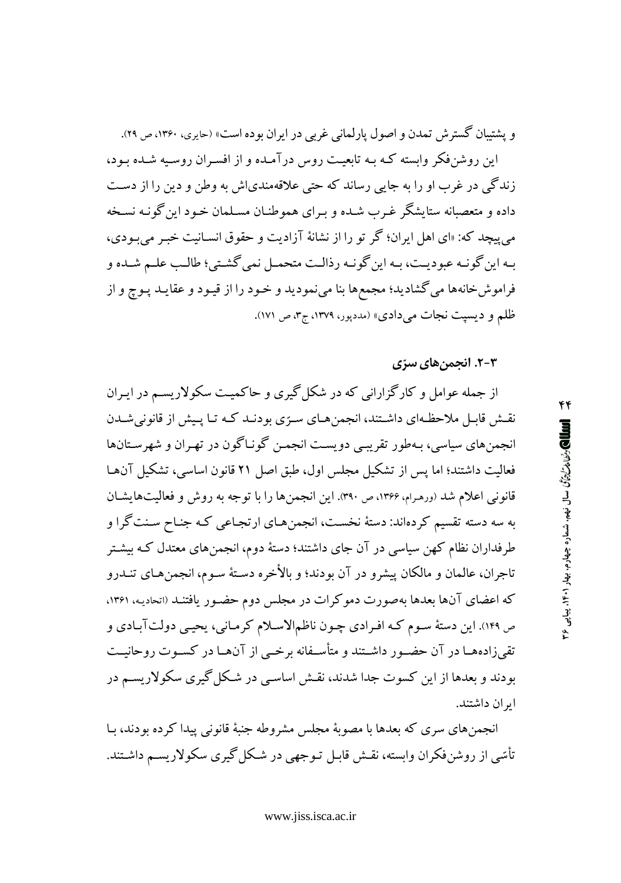و پشتیبان گسترش تمدن و اصول پارلمانی غربی در ایران بوده است» (حایری، ۱۳۶۰، ص ۲۹).

این روشن‌فکر وابسته که به تابعیت روس درآمده و از افسران روسیه شده بود، زندگی در غرب او را به جایی رساند که حتی علاقه‌مندی‌اش به وطن و دین را از دست داده و متعصبانه ستایشگر غرب شده و برای هموطنان مسلمان خود این‌گونه نسخه می‌پیچد که: «ای اهل ایران؛ گر تو را از نشانهٔ آزادیت و حقوق انسانیت خبر می‌بودی، به این‌گونه عبودیت، به این‌گونه رذالت متحمل نمی‌گشتی؛ طالب علم شده و فراموش‌خانه‌ها می‌گشادید؛ مجمع‌ها بنا می‌نمودید و خود را از قیود و عقاید پوچ و از ظلم و دیسپت نجات می‌دادی» (مددپور، ۱۳۷۹، ج۳، ص ۱۷۱).

### ۳-۲. انجمن‌های سرّی

از جمله عوامل و کارگزارانی که در شکل‌گیری و حاکمیت سکولاریسم در ایران نقش قابل ملاحظه‌ای داشتند، انجمن‌های سرّی بودند که تا پیش از قانونی‌شدن انجمن‌های سیاسی، به‌طور تقریبی دویست انجمن گوناگون در تهران و شهرستان‌ها فعالیت داشتند؛ اما پس از تشکیل مجلس اول، طبق اصل ۲۱ قانون اساسی، تشکیل آن‌ها قانونی اعلام شد (ورهرام، ۱۳۶۶، ص ۳۹۰). این انجمن‌ها را با توجه به روش و فعالیت‌هایشان به سه دسته تقسیم کرده‌اند: دستهٔ نخست، انجمن‌های ارتجاعی که جناح سنت‌گرا و طرفداران نظام کهن سیاسی در آن جای داشتند؛ دستهٔ دوم، انجمن‌های معتدل که بیشتر تاجران، عالمان و مالکان پیشرو در آن بودند؛ و بالأخره دستهٔ سوم، انجمن‌های تندرو که اعضای آن‌ها بعدها به‌صورت دموکرات در مجلس دوم حضور یافتند (اتحادیه، ۱۳۶۱، ص ۱۴۹). این دستهٔ سوم که افرادی چون ناظم‌الاسلام کرمانی، یحیی دولت‌آبادی و تقی‌زاده‌ها در آن حضور داشتند و متأسفانه برخی از آن‌ها در کسوت روحانیت بودند و بعدها از این کسوت جدا شدند، نقش اساسی در شکل‌گیری سکولاریسم در ایران داشتند.

انجمن‌های سری که بعدها با مصوبهٔ مجلس مشروطه جنبهٔ قانونی پیدا کرده بودند، با تأسّی از روشن‌فکران وابسته، نقش قابل توجهی در شکل‌گیری سکولاریسم داشتند.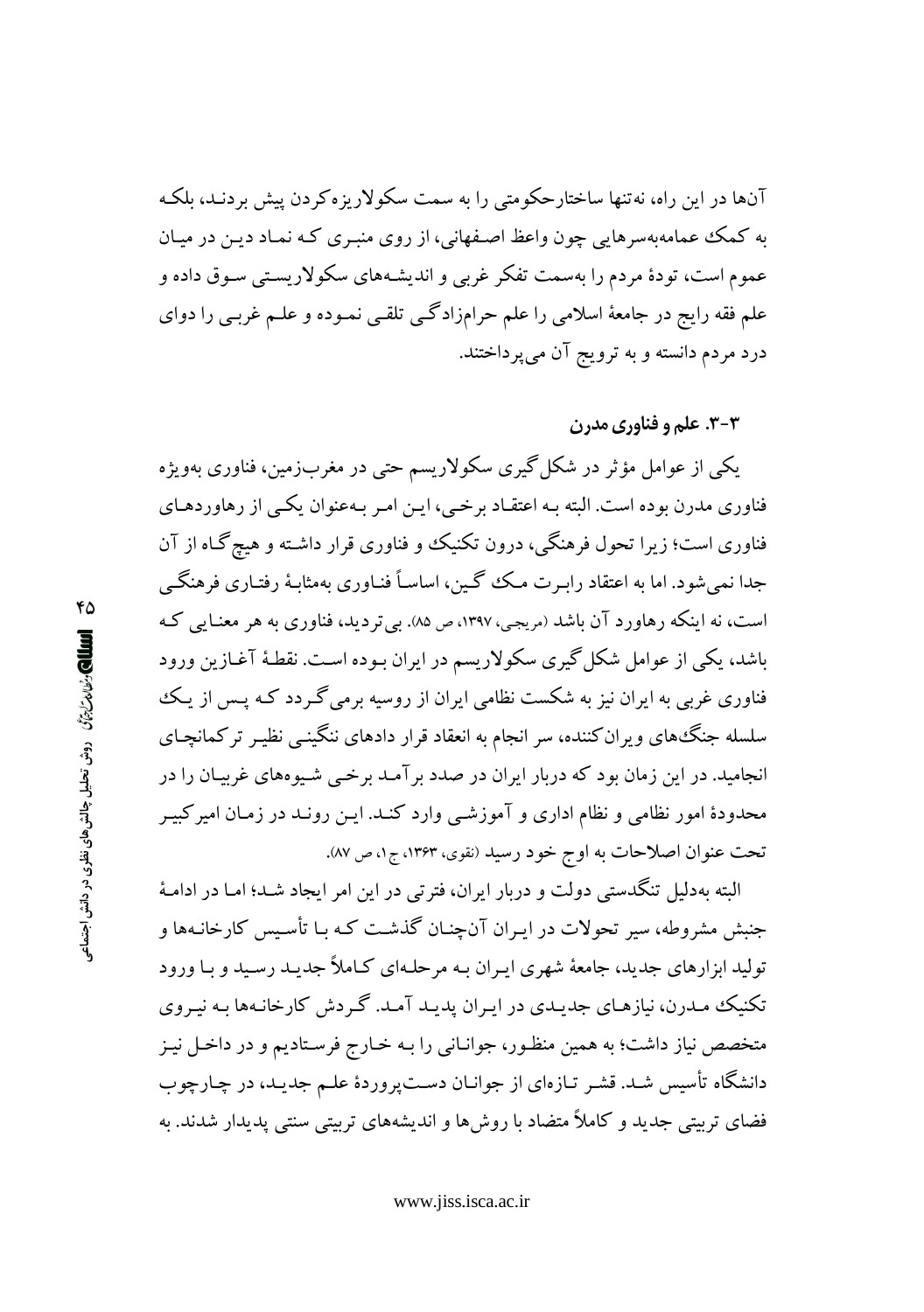آن‌ها در این راه، نه‌تنها ساختارحکومتی را به سمت سکولاریزه‌کردن پیش بردند، بلکه به کمک عمامه‌به‌سرهایی چون واعظ اصفهانی، از روی منبری که نماد دین در میان عموم است، تودهٔ مردم را به‌سمت تفکر غربی و اندیشه‌های سکولاریستی سوق داده و علم فقه رایج در جامعهٔ اسلامی را علم حرامزادگی تلقی نموده و علم غربی را دوای درد مردم دانسته و به ترویج آن می‌پرداختند.

### ۳-۳. علم و فناوری مدرن

یکی از عوامل مؤثر در شکل‌گیری سکولاریسم حتی در مغرب‌زمین، فناوری به‌ویژه فناوری مدرن بوده است. البته به اعتقاد برخی، این امر به‌عنوان یکی از رهاوردهای فناوری است؛ زیرا تحول فرهنگی، درون تکنیک و فناوری قرار داشته و هیچ‌گاه از آن جدا نمی‌شود. اما به اعتقاد رابرت مک گین، اساساً فناوری به‌مثابهٔ رفتاری فرهنگی است، نه اینکه رهاورد آن باشد (مریجی، ۱۳۹۷، ص ۸۵). بی‌تردید، فناوری به هر معنایی که باشد، یکی از عوامل شکل‌گیری سکولاریسم در ایران بوده است. نقطهٔ آغازین ورود فناوری غربی به ایران نیز به شکست نظامی ایران از روسیه برمی‌گردد که پس از یک سلسله جنگ‌های ویران‌کننده، سر انجام به انعقاد قرار دادهای ننگینی نظیر ترکمانچای انجامید. در این زمان بود که دربار ایران در صدد برآمد برخی شیوه‌های غربیان را در محدودهٔ امور نظامی و نظام اداری و آموزشی وارد کند. این روند در زمان امیرکبیر تحت عنوان اصلاحات به اوج خود رسید (نقوی، ۱۳۶۳، ج ۱، ص ۸۷).

البته به‌دلیل تنگدستی دولت و دربار ایران، فترتی در این امر ایجاد شد؛ اما در ادامهٔ جنبش مشروطه، سیر تحولات در ایران آن‌چنان گذشت که با تأسیس کارخانه‌ها و تولید ابزارهای جدید، جامعهٔ شهری ایران به مرحله‌ای کاملاً جدید رسید و با ورود تکنیک مدرن، نیازهای جدیدی در ایران پدید آمد. گردش کارخانه‌ها به نیروی متخصص نیاز داشت؛ به همین منظور، جوانانی را به خارج فرستادیم و در داخل نیز دانشگاه تأسیس شد. قشر تازه‌ای از جوانان دست‌پروردهٔ علم جدید، در چارچوب فضای تربیتی جدید و کاملاً متضاد با روش‌ها و اندیشه‌های تربیتی سنتی پدیدار شدند. به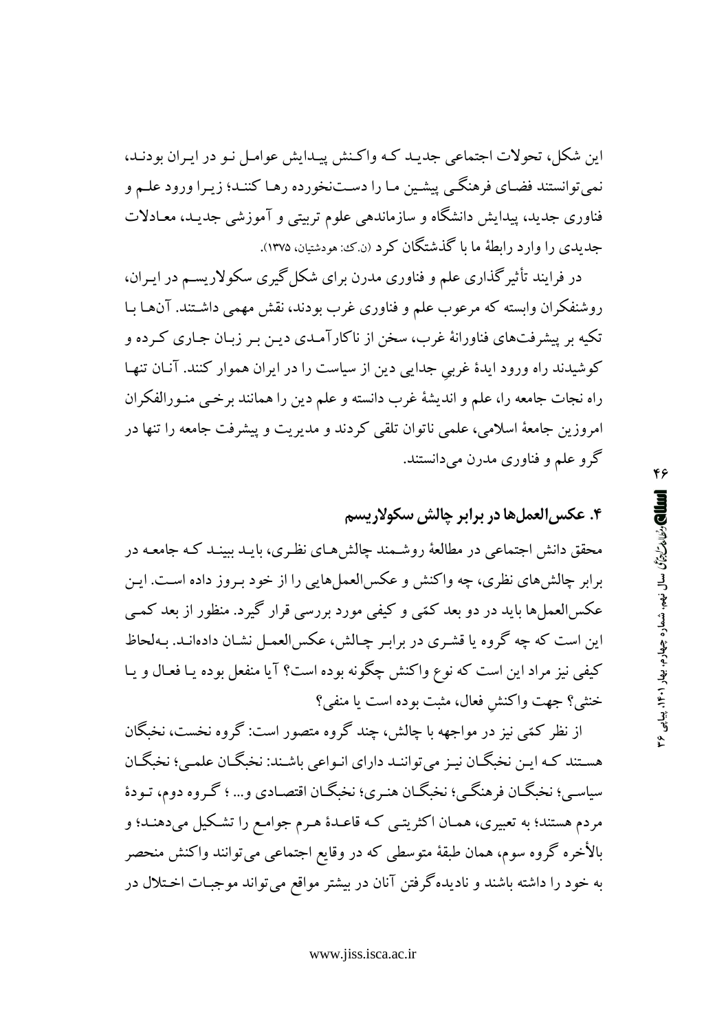این شکل، تحولات اجتماعی جدید که واکنش پیدایش عوامل نو در ایران بودند، نمی‌توانستند فضای فرهنگی پیشین ما را دست‌نخورده رها کنند؛ زیرا ورود علم و فناوری جدید، پیدایش دانشگاه و سازماندهی علوم تربیتی و آموزشی جدید، معادلات جدیدی را وارد رابطهٔ ما با گذشتگان کرد (ن.ک: هودشتیان، ۱۳۷۵).

در فرایند تأثیرگذاری علم و فناوری مدرن برای شکل‌گیری سکولاریسم در ایران، روشنفکران وابسته که مرعوب علم و فناوری غرب بودند، نقش مهمی داشتند. آن‌ها با تکیه بر پیشرفت‌های فناورانهٔ غرب، سخن از ناکارآمدی دین بر زبان جاری کرده و کوشیدند راه ورود ایدهٔ غربیِ جدایی دین از سیاست را در ایران هموار کنند. آنان تنها راه نجات جامعه را، علم و اندیشهٔ غرب دانسته و علم دین را همانند برخی منورالفکران امروزین جامعهٔ اسلامی، علمی ناتوان تلقی کردند و مدیریت و پیشرفت جامعه را تنها در گرو علم و فناوری مدرن می‌دانستند.

## ۴. عکس‌العمل‌ها در برابر چالش سکولاریسم

محقق دانش اجتماعی در مطالعهٔ روشمند چالش‌های نظری، باید ببیند که جامعه در برابر چالش‌های نظری، چه واکنش و عکس‌العمل‌هایی را از خود بروز داده است. این عکس‌العمل‌ها باید در دو بعد کمّی و کیفی مورد بررسی قرار گیرد. منظور از بعد کمی این است که چه گروه یا قشری در برابر چالش، عکس‌العمل نشان داده‌اند. به‌لحاظ کیفی نیز مراد این است که نوع واکنش چگونه بوده است؟ آیا منفعل بوده یا فعال و یا خنثی؟ جهت واکنشِ فعال، مثبت بوده است یا منفی؟

از نظر کمّی نیز در مواجهه با چالش، چند گروه متصور است: گروه نخست، نخبگان هستند که این نخبگان نیز می‌توانند دارای انواعی باشند: نخبگان علمی؛ نخبگان سیاسی؛ نخبگان فرهنگی؛ نخبگان هنری؛ نخبگان اقتصادی و... ؛ گروه دوم، تودهٔ مردم هستند؛ به تعبیری، همان اکثریتی که قاعدهٔ هرم جوامع را تشکیل می‌دهند؛ و بالأخره گروه سوم، همان طبقهٔ متوسطی که در وقایع اجتماعی می‌توانند واکنش منحصر به خود را داشته باشند و نادیده‌گرفتن آنان در بیشتر مواقع می‌تواند موجبات اختلال در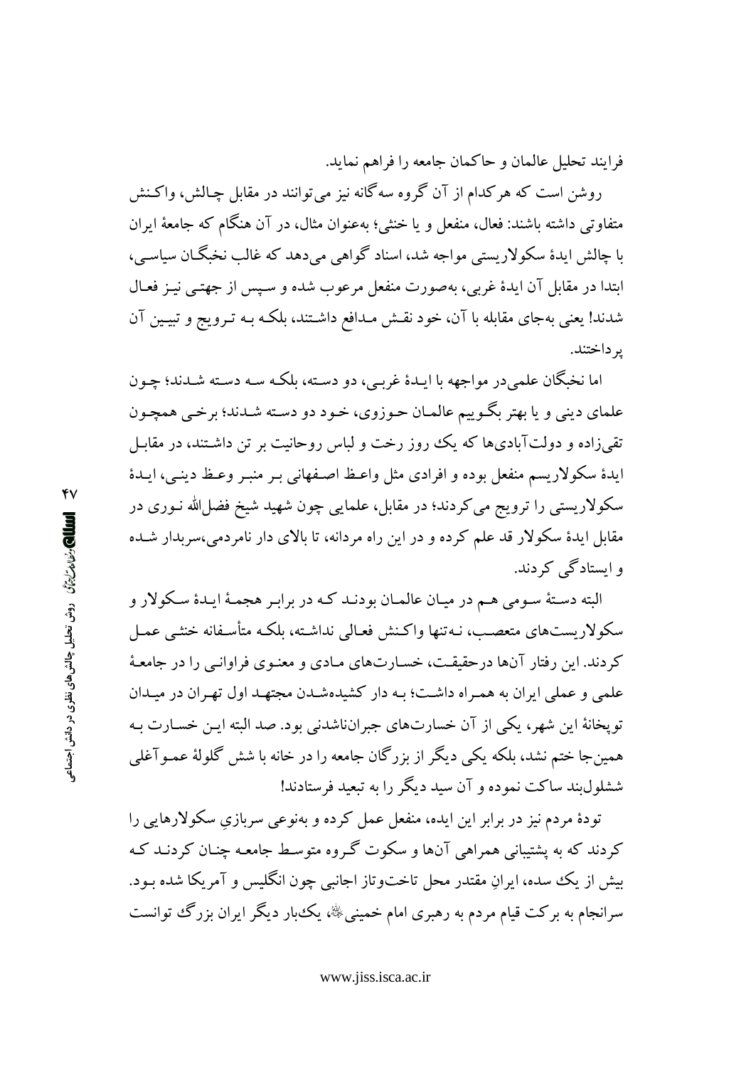فرایند تحلیل عالمان و حاکمان جامعه را فراهم نماید.

روشن است که هرکدام از آن گروه سه‌گانه نیز می‌توانند در مقابل چالش، واکنش متفاوتی داشته باشند: فعال، منفعل و یا خنثی؛ به‌عنوان مثال، در آن هنگام که جامعهٔ ایران با چالش ایدهٔ سکولاریستی مواجه شد، اسناد گواهی می‌دهد که غالب نخبگان سیاسی، ابتدا در مقابل آن ایدهٔ غربی، به‌صورت منفعل مرعوب شده و سپس از جهتی نیز فعال شدند! یعنی به‌جای مقابله با آن، خود نقش مدافع داشتند، بلکه به ترویج و تبیین آن پرداختند.

اما نخبگان علمی‌در مواجهه با ایدهٔ غربی، دو دسته، بلکه سه دسته شدند؛ چون علمای دینی و یا بهتر بگوییم عالمان حوزوی، خود دو دسته شدند؛ برخی همچون تقی‌زاده و دولت‌آبادی‌ها که یک روز رخت و لباس روحانیت بر تن داشتند، در مقابل ایدهٔ سکولاریسم منفعل بوده و افرادی مثل واعظ اصفهانی بر منبر وعظ دینی، ایدهٔ سکولاریستی را ترویج می‌کردند؛ در مقابل، علمایی چون شهید شیخ فضل‌الله نوری در مقابل ایدهٔ سکولار قد علم کرده و در این راه مردانه، تا بالای دار نامردمی،سربدار شده و ایستادگی کردند.

البته دستهٔ سومی هم در میان عالمان بودند که در برابر هجمهٔ ایدهٔ سکولار و سکولاریست‌های متعصب، نه‌تنها واکنش فعالی نداشته، بلکه متأسفانه خنثی عمل کردند. این رفتار آنها درحقیقت، خسارت‌های مادی و معنوی فراوانی را در جامعهٔ علمی و عملی ایران به همراه داشت؛ به دار کشیده‌شدن مجتهد اول تهران در میدان توپخانهٔ این شهر، یکی از آن خسارت‌های جبران‌ناشدنی بود. صد البته این خسارت به همین‌جا ختم نشد، بلکه یکی دیگر از بزرگان جامعه را در خانه با شش گلولهٔ عموآغلی ششلول‌بند ساکت نموده و آن سید دیگر را به تبعید فرستادند!

تودهٔ مردم نیز در برابر این ایده، منفعل عمل کرده و به‌نوعی سربازیِ سکولارهایی را کردند که به پشتیبانی همراهی آنها و سکوت گروه متوسط جامعه چنان کردند که بیش از یک سده، ایرانِ مقتدر محل تاخت‌وتاز اجانبی چون انگلیس و آمریکا شده بود. سرانجام به برکت قیام مردم به رهبری امام خمینی، یک‌بار دیگر ایران بزرگ توانست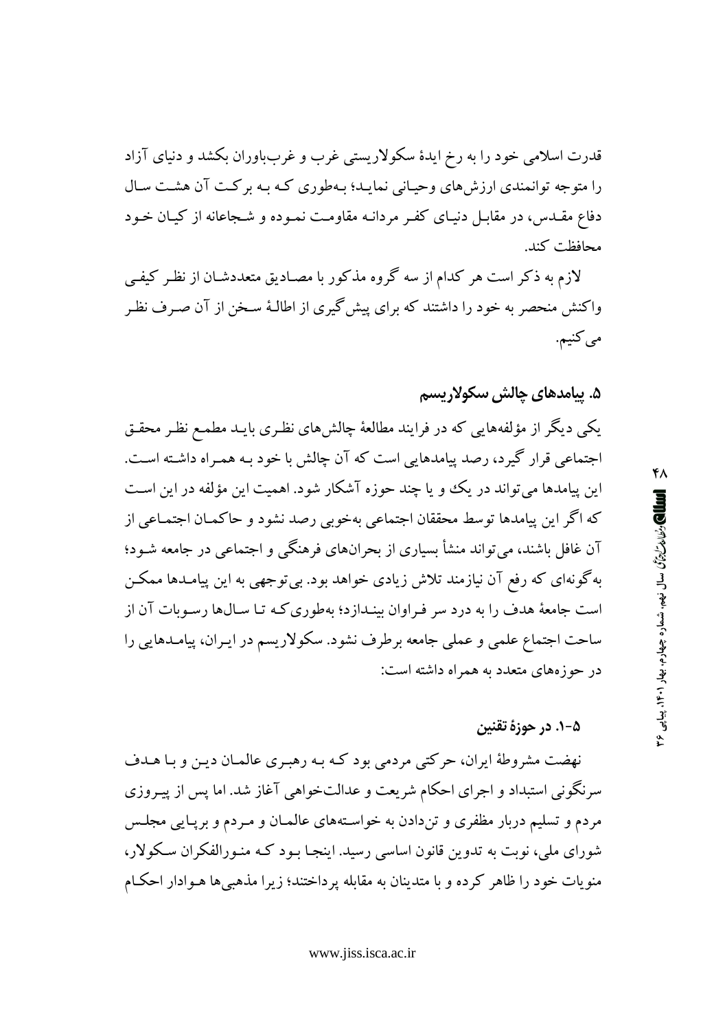قدرت اسلامی خود را به رخ ایدهٔ سکولاریستی غرب و غرب‌باوران بکشد و دنیای آزاد را متوجه توانمندی ارزش‌های وحیانی نماید؛ به‌طوری که به برکت آن هشت سال دفاع مقدس، در مقابل دنیای کفر مردانه مقاومت نموده و شجاعانه از کیان خود محافظت کند.

لازم به ذکر است هر کدام از سه گروه مذکور با مصادیق متعددشان از نظر کیفی واکنش منحصر به خود را داشتند که برای پیش‌گیری از اطالهٔ سخن از آن صرف نظر می‌کنیم.

## ۵. پیامدهای چالش سکولاریسم

یکی دیگر از مؤلفه‌هایی که در فرایند مطالعهٔ چالش‌های نظری باید مطمع نظر محقق اجتماعی قرار گیرد، رصد پیامدهایی است که آن چالش با خود به همراه داشته است. این پیامدها می‌تواند در یک و یا چند حوزه آشکار شود. اهمیت این مؤلفه در این است که اگر این پیامدها توسط محققان اجتماعی به‌خوبی رصد نشود و حاکمان اجتماعی از آن غافل باشند، می‌تواند منشأ بسیاری از بحران‌های فرهنگی و اجتماعی در جامعه شود؛ به‌گونه‌ای که رفع آن نیازمند تلاش زیادی خواهد بود. بی‌توجهی به این پیامدها ممکن است جامعهٔ هدف را به درد سر فراوان بیندازد؛ به‌طوری‌که تا سال‌ها رسوبات آن از ساحت اجتماع علمی و عملی جامعه برطرف نشود. سکولاریسم در ایران، پیامدهایی را در حوزه‌های متعدد به همراه داشته است:

### ۵-۱. در حوزهٔ تقنین

نهضت مشروطهٔ ایران، حرکتی مردمی بود که به رهبری عالمان دین و با هدف سرنگونی استبداد و اجرای احکام شریعت و عدالت‌خواهی آغاز شد. اما پس از پیروزی مردم و تسلیم دربار مظفری و تن‌دادن به خواسته‌های عالمان و مردم و برپایی مجلس شورای ملی، نوبت به تدوین قانون اساسی رسید. اینجا بود که منورالفکران سکولار، منویات خود را ظاهر کرده و با متدینان به مقابله پرداختند؛ زیرا مذهبی‌ها هوادار احکام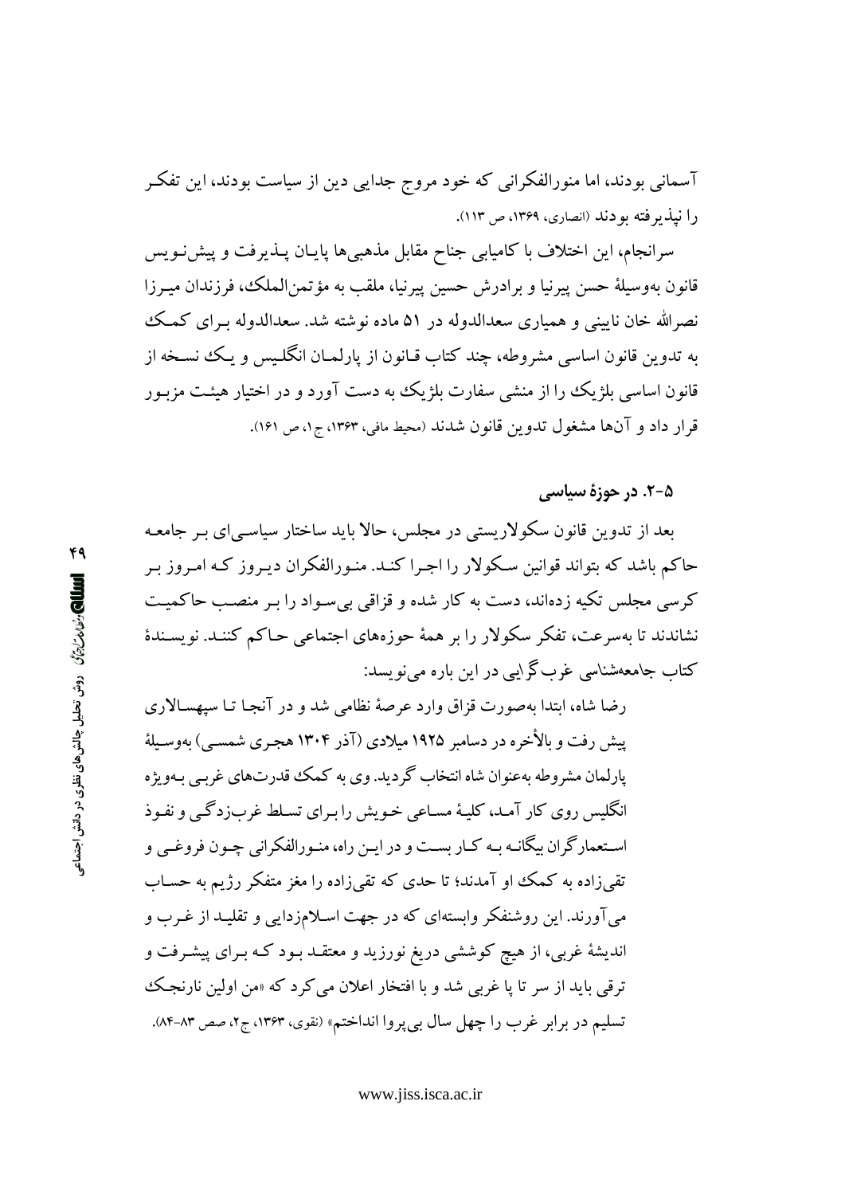آسمانی بودند، اما منورالفکرانی که خود مروج جدایی دین از سیاست بودند، این تفکر را نپذیرفته بودند (انصاری، ۱۳۶۹، ص ۱۱۳).

سرانجام، این اختلاف با کامیابی جناح مقابل مذهبی‌ها پایان پذیرفت و پیش‌نویس قانون به‌وسیلهٔ حسن پیرنیا و برادرش حسین پیرنیا، ملقب به مؤتمن‌الملک، فرزندان میرزا نصرالله خان نایینی و همیاری سعدالدوله در ۵۱ ماده نوشته شد. سعدالدوله برای کمک به تدوین قانون اساسی مشروطه، چند کتاب قانون از پارلمان انگلیس و یک نسخه از قانون اساسی بلژیک را از منشی سفارت بلژیک به دست آورد و در اختیار هیئت مزبور قرار داد و آن‌ها مشغول تدوین قانون شدند (محیط مافی، ۱۳۶۳، ج۱، ص ۱۶۱).

### ۵-۲. در حوزهٔ سیاسی

بعد از تدوین قانون سکولاریستی در مجلس، حالا باید ساختار سیاسی‌ای بر جامعه حاکم باشد که بتواند قوانین سکولار را اجرا کند. منورالفکران دیروز که امروز بر کرسی مجلس تکیه زده‌اند، دست به کار شده و قزاقی بی‌سواد را بر منصب حاکمیت نشاندند تا به‌سرعت، تفکر سکولار را بر همهٔ حوزه‌های اجتماعی حاکم کنند. نویسندهٔ کتاب جامعه‌شناسی غرب‌گرایی در این باره می‌نویسد:

> رضا شاه، ابتدا به‌صورت قزاق وارد عرصهٔ نظامی شد و در آنجا تا سپهسالاری پیش رفت و بالأخره در دسامبر ۱۹۲۵ میلادی (آذر ۱۳۰۴ هجری شمسی) به‌وسیلهٔ پارلمان مشروطه به‌عنوان شاه انتخاب گردید. وی به کمک قدرت‌های غربی به‌ویژه انگلیس روی کار آمد، کلیهٔ مساعی خویش را برای تسلط غرب‌زدگی و نفوذ استعمارگران بیگانه به کار بست و در این راه، منورالفکرانی چون فروغی و تقی‌زاده به کمک او آمدند؛ تا حدی که تقی‌زاده را مغز متفکر رژیم به حساب می‌آورند. این روشنفکر وابسته‌ای که در جهت اسلام‌زدایی و تقلید از غرب و اندیشهٔ غربی، از هیچ کوششی دریغ نورزید و معتقد بود که برای پیشرفت و ترقی باید از سر تا پا غربی شد و با افتخار اعلان می‌کرد که «من اولین نارنجک تسلیم در برابر غرب را چهل سال بی‌پروا انداختم» (نقوی، ۱۳۶۳، ج۲، صص ۸۳-۸۴).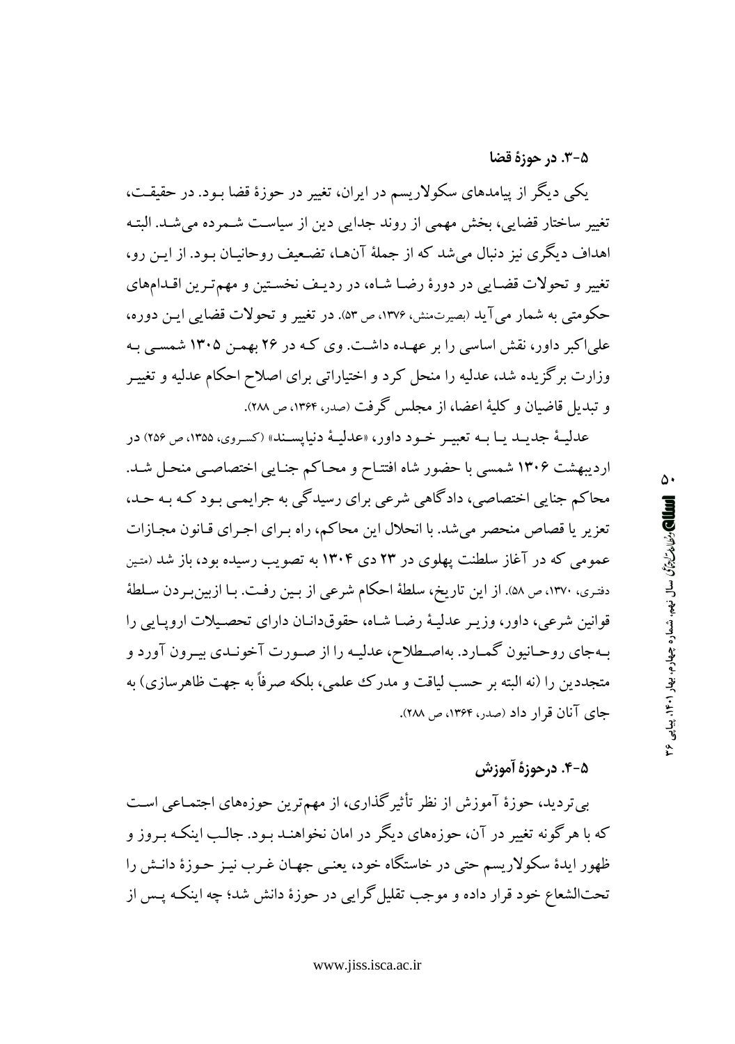### ۵-۳. در حوزهٔ قضا

یکی دیگر از پیامدهای سکولاریسم در ایران، تغییر در حوزهٔ قضا بـود. در حقیقـت، تغییر ساختار قضایی، بخش مهمی از روند جدایی دین از سیاست شـمرده می‌شـد. البتـه اهداف دیگری نیز دنبال می‌شد که از جملهٔ آن‌هـا، تضـعیف روحانیـان بـود. از ایـن رو، تغییر و تحولات قضـایی در دورهٔ رضـا شـاه، در ردیـف نخسـتین و مهم‌تـرین اقـدام‌های حکومتی به شمار می‌آید (بصیرت‌منش، ۱۳۷۶، ص ۵۳). در تغییر و تحولات قضایی ایـن دوره، علی‌اکبر داور، نقش اساسی را بر عهـده داشـت. وی کـه در ۲۶ بهمـن ۱۳۰۵ شمسـی بـه وزارت برگزیده شد، عدلیه را منحل کرد و اختیاراتی برای اصلاح احکام عدلیه و تغییـر و تبدیل قاضیان و کلیهٔ اعضا، از مجلس گرفت (صدر، ۱۳۶۴، ص ۲۸۸).

عدلیـهٔ جدیـد یـا بـه تعبیـر خـود داور، «عدلیـهٔ دنیاپسـند» (کسـروی، ۱۳۵۵، ص ۲۵۶) در اردیبهشت ۱۳۰۶ شمسی با حضور شاه افتتـاح و محـاکم جنـایی اختصاصـی منحـل شـد. محاکم جنایی اختصاصی، دادگاهی شرعی برای رسیدگی به جرایمـی بـود کـه بـه حـد، تعزیر یا قصاص منحصر می‌شد. با انحلال این محاکم، راه بـرای اجـرای قـانون مجـازات عمومی که در آغاز سلطنت پهلوی در ۲۳ دی ۱۳۰۴ به تصویب رسیده بود، باز شد (متین دفتری، ۱۳۷۰، ص ۵۸). از این تاریخ، سلطهٔ احکام شرعی از بـین رفـت. بـا ازبین‌بـردن سـلطهٔ قوانین شرعی، داور، وزیـر عدلیـهٔ رضـا شـاه، حقوق‌دانـان دارای تحصـیلات اروپـایی را بـه‌جای روحـانیون گمـارد. به‌اصـطلاح، عدلیـه را از صـورت آخونـدی بیـرون آورد و متجددین را (نه البته بر حسب لیاقت و مدرک علمی، بلکه صرفاً به جهت ظاهرسازی) به جای آنان قرار داد (صدر، ۱۳۶۴، ص ۲۸۸).

### ۵-۴. درحوزهٔ آموزش

بی‌تردید، حوزهٔ آموزش از نظر تأثیرگذاری، از مهم‌ترین حوزه‌های اجتمـاعی اسـت که با هرگونه تغییر در آن، حوزه‌های دیگر در امان نخواهنـد بـود. جالـب اینکـه بـروز و ظهور ایدهٔ سکولاریسم حتی در خاستگاه خود، یعنـی جهـان غـرب نیـز حـوزهٔ دانـش را تحت‌الشعاع خود قرار داده و موجب تقلیل‌گرایی در حوزهٔ دانش شد؛ چه اینکـه پـس از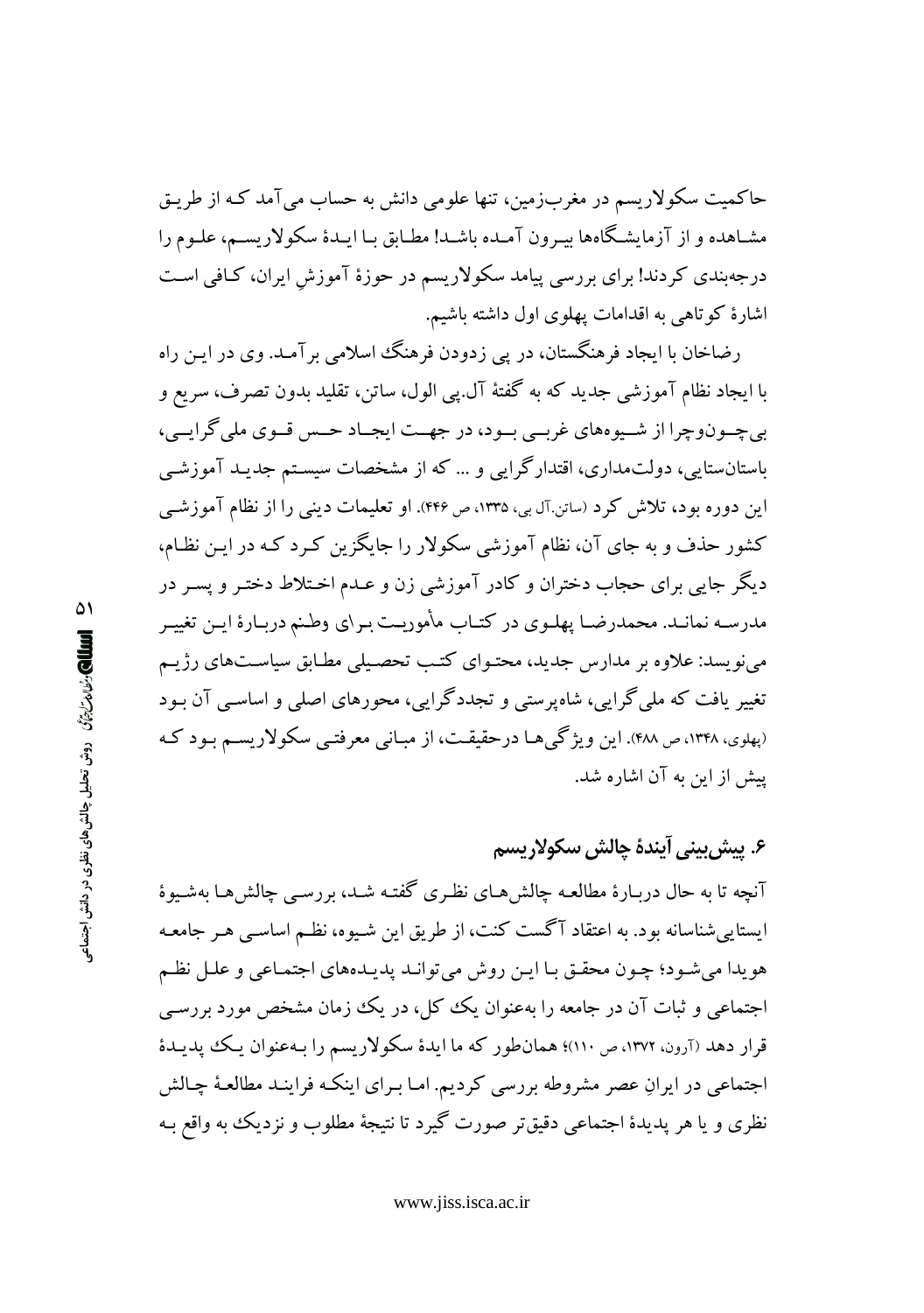حاکمیت سکولاریسم در مغرب‌زمین، تنها علومی دانش به حساب می‌آمد که از طریق مشاهده و از آزمایشگاه‌ها بیرون آمده باشد! مطابق با ایدهٔ سکولاریسم، علوم را درجه‌بندی کردند! برای بررسی پیامد سکولاریسم در حوزهٔ آموزشِ ایران، کافی است اشارهٔ کوتاهی به اقدامات پهلوی اول داشته باشیم.

رضاخان با ایجاد فرهنگستان، در پی زدودن فرهنگ اسلامی برآمد. وی در این راه با ایجاد نظام آموزشی جدید که به گفتهٔ آل.پی الول، ساتن، تقلید بدون تصرف، سریع و بی‌چون‌وچرا از شیوه‌های غربی بود، در جهت ایجاد حس قوی ملی‌گرایی، باستان‌ستایی، دولت‌مداری، اقتدارگرایی و ... که از مشخصات سیستم جدید آموزشی این دوره بود، تلاش کرد (ساتن.آل پی، ۱۳۳۵، ص ۴۴۶). او تعلیمات دینی را از نظام آموزشی کشور حذف و به جای آن، نظام آموزشی سکولار را جایگزین کرد که در این نظام، دیگر جایی برای حجاب دختران و کادر آموزشی زن و عدم اختلاط دختر و پسر در مدرسه نماند. محمدرضا پهلوی در کتاب مأموریت برای وطنم دربارهٔ این تغییر می‌نویسد: علاوه بر مدارس جدید، محتوای کتب تحصیلی مطابق سیاست‌های رژیم تغییر یافت که ملی‌گرایی، شاه‌پرستی و تجددگرایی، محورهای اصلی و اساسی آن بود (پهلوی، ۱۳۴۸، ص ۴۸۸). این ویژگی‌ها درحقیقت، از مبانی معرفتی سکولاریسم بود که پیش از این به آن اشاره شد.

## ۶. پیش‌بینی آیندهٔ چالش سکولاریسم

آنچه تا به حال دربارهٔ مطالعه چالش‌های نظری گفته شد، بررسی چالش‌ها به‌شیوهٔ ایستایی‌شناسانه بود. به اعتقاد آگست کنت، از طریق این شیوه، نظم اساسی هر جامعه هویدا می‌شود؛ چون محقق با این روش می‌تواند پدیده‌های اجتماعی و علل نظم اجتماعی و ثبات آن در جامعه را به‌عنوان یک کل، در یک زمان مشخص مورد بررسی قرار دهد (آرون، ۱۳۷۲، ص ۱۱۰)؛ همان‌طور که ما ایدهٔ سکولاریسم را به‌عنوان یک پدیدهٔ اجتماعی در ایرانِ عصر مشروطه بررسی کردیم. اما برای اینکه فرایند مطالعهٔ چالش نظری و یا هر پدیدهٔ اجتماعی دقیق‌تر صورت گیرد تا نتیجهٔ مطلوب و نزدیک به واقع به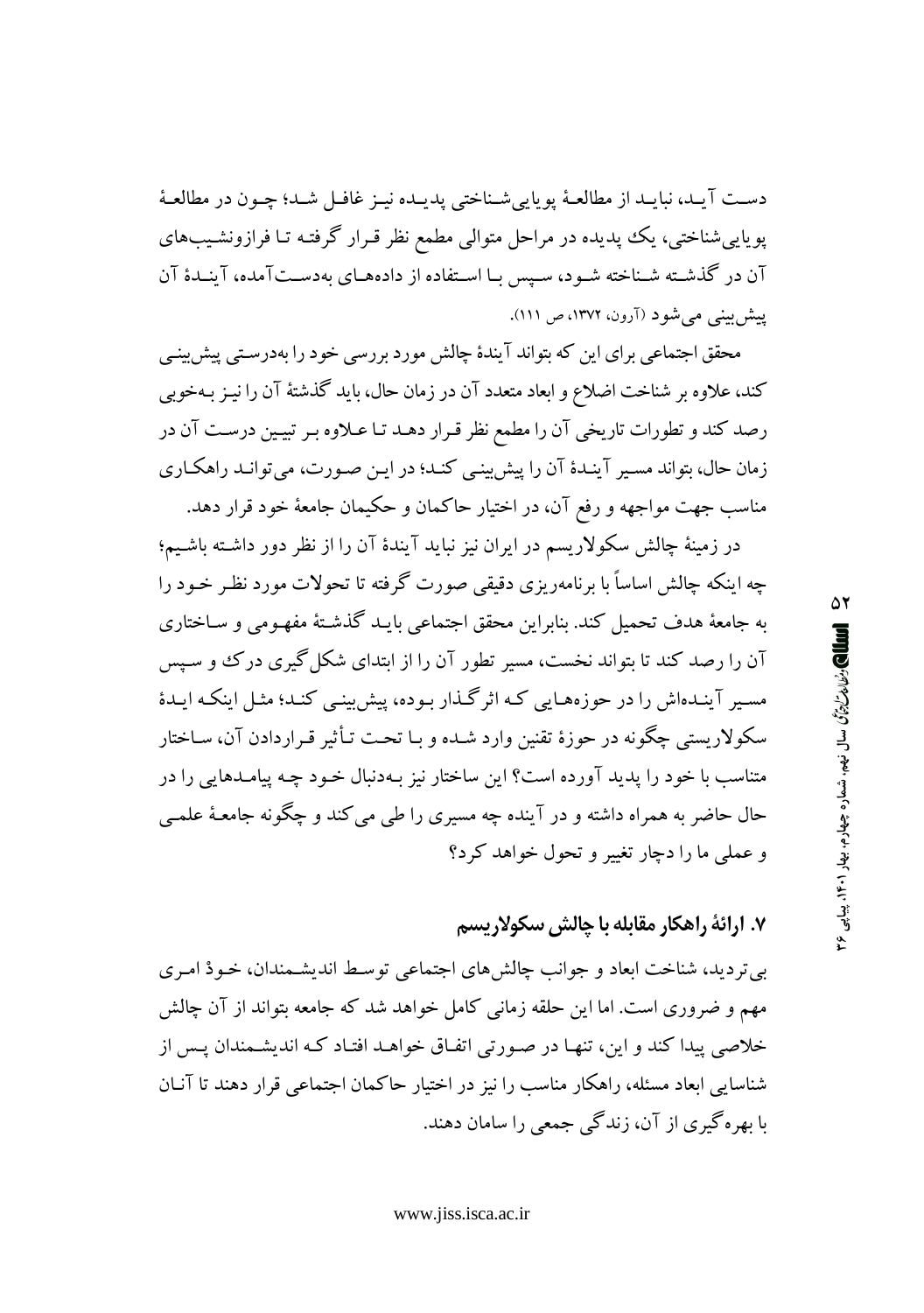دسـت آیـد، نبایـد از مطالعـهٔ پویایی‌شـناختی پدیـده نیـز غافـل شـد؛ چـون در مطالعـهٔ پویایی‌شناختی، یک پدیده در مراحل متوالی مطمع نظر قـرار گرفتـه تـا فرازونشـیب‌های آن در گذشـته شـناخته شـود، سـپس بـا اسـتفاده از داده‌هـای به‌دسـت‌آمده، آینـدهٔ آن پیش‌بینی می‌شود (آرون، ۱۳۷۲، ص ۱۱۱).

محقق اجتماعی برای این که بتواند آیندهٔ چالش مورد بررسی خود را به‌درستی پیش‌بینی کند، علاوه بر شناخت اضلاع و ابعاد متعدد آن در زمان حال، باید گذشتهٔ آن را نیـز بـه‌خوبی رصد کند و تطورات تاریخی آن را مطمع نظر قـرار دهـد تـا عـلاوه بـر تبیـین درسـت آن در زمان حال، بتواند مسـیر آینـدهٔ آن را پیش‌بینـی کنـد؛ در ایـن صـورت، می‌توانـد راهکـاری مناسب جهت مواجهه و رفع آن، در اختیار حاکمان و حکیمان جامعهٔ خود قرار دهد.

در زمینهٔ چالش سکولاریسم در ایران نیز نباید آیندهٔ آن را از نظر دور داشـته باشـیم؛ چه اینکه چالش اساساً با برنامه‌ریزی دقیقی صورت گرفته تا تحولات مورد نظـر خـود را به جامعهٔ هدف تحمیل کند. بنابراین محقق اجتماعی بایـد گذشـتهٔ مفهـومی و سـاختاری آن را رصد کند تا بتواند نخست، مسیر تطور آن را از ابتدای شکل‌گیری درک و سـپس مسـیر آینـده‌اش را در حوزه‌هـایی کـه اثرگـذار بـوده، پیش‌بینـی کنـد؛ مثـل اینکـه ایـدهٔ سکولاریستی چگونه در حوزهٔ تقنین وارد شـده و بـا تحـت تـأثیر قـراردادن آن، سـاختار متناسب با خود را پدید آورده است؟ این ساختار نیز بـه‌دنبال خـود چـه پیامـدهایی را در حال حاضر به همراه داشته و در آینده چه مسیری را طی می‌کند و چگونه جامعـهٔ علمـی و عملی ما را دچار تغییر و تحول خواهد کرد؟

## ۷. ارائهٔ راهکار مقابله با چالش سکولاریسم

بی‌تردید، شناخت ابعاد و جوانب چالش‌های اجتماعی توسـط اندیشـمندان، خـودْ امـری مهم و ضروری است. اما این حلقه زمانی کامل خواهد شد که جامعه بتواند از آن چالش خلاصی پیدا کند و این، تنهـا در صـورتی اتفـاق خواهـد افتـاد کـه اندیشـمندان پـس از شناسایی ابعاد مسئله، راهکار مناسب را نیز در اختیار حاکمان اجتماعی قرار دهند تا آنـان با بهره‌گیری از آن، زندگی جمعی را سامان دهند.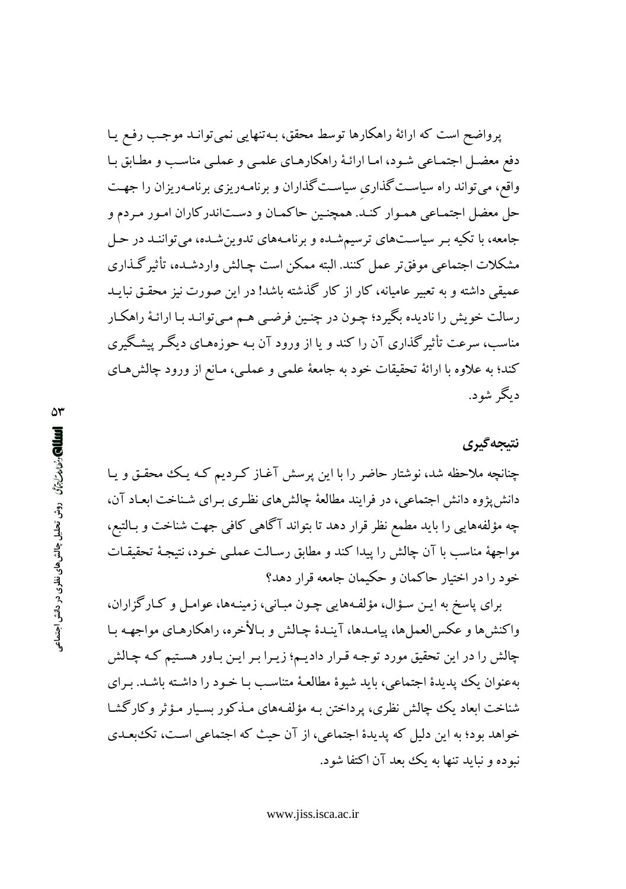پرواضح است که ارائهٔ راهکارها توسط محقق، به‌تنهایی نمی‌تواند موجب رفع یا دفع معضل اجتماعی شود، اما ارائهٔ راهکارهای علمی و عملی مناسب و مطابق با واقع، می‌تواند راه سیاست‌گذاریِ سیاست‌گذاران و برنامه‌ریزی برنامه‌ریزان را جهت حل معضل اجتماعی هموار کند. همچنین حاکمان و دست‌اندرکاران امور مردم و جامعه، با تکیه بر سیاست‌های ترسیم‌شده و برنامه‌های تدوین‌شده، می‌توانند در حل مشکلات اجتماعی موفق‌تر عمل کنند. البته ممکن است چالش واردشده، تأثیرگذاری عمیقی داشته و به تعبیر عامیانه، کار از کار گذشته باشد! در این صورت نیز محقق نباید رسالت خویش را نادیده بگیرد؛ چون در چنین فرضی هم می‌تواند با ارائهٔ راهکار مناسب، سرعت تأثیرگذاری آن را کند و یا از ورود آن به حوزه‌های دیگر پیشگیری کند؛ به علاوه با ارائهٔ تحقیقات خود به جامعهٔ علمی و عملی، مانع از ورود چالش‌های دیگر شود.

## نتیجه‌گیری

چنانچه ملاحظه شد، نوشتار حاضر را با این پرسش آغاز کردیم که یک محقق و یا دانش‌پژوه دانش اجتماعی، در فرایند مطالعهٔ چالش‌های نظری برای شناخت ابعاد آن، چه مؤلفه‌هایی را باید مطمع نظر قرار دهد تا بتواند آگاهی کافی جهت شناخت و بالتبع، مواجههٔ مناسب با آن چالش را پیدا کند و مطابق رسالت عملی خود، نتیجهٔ تحقیقات خود را در اختیار حاکمان و حکیمان جامعه قرار دهد؟

برای پاسخ به این سؤال، مؤلفه‌هایی چون مبانی، زمینه‌ها، عوامل و کارگزاران، واکنش‌ها و عکس‌العمل‌ها، پیامدها، آیندهٔ چالش و بالأخره، راهکارهای مواجهه با چالش را در این تحقیق مورد توجه قرار دادیم؛ زیرا بر این باور هستیم که چالش به‌عنوان یک پدیدهٔ اجتماعی، باید شیوهٔ مطالعهٔ متناسب با خود را داشته باشد. برای شناخت ابعاد یک چالش نظری، پرداختن به مؤلفه‌های مذکور بسیار مؤثر وکارگشا خواهد بود؛ به این دلیل که پدیدهٔ اجتماعی، از آن حیث که اجتماعی است، تک‌بعدی نبوده و نباید تنها به یک بعد آن اکتفا شود.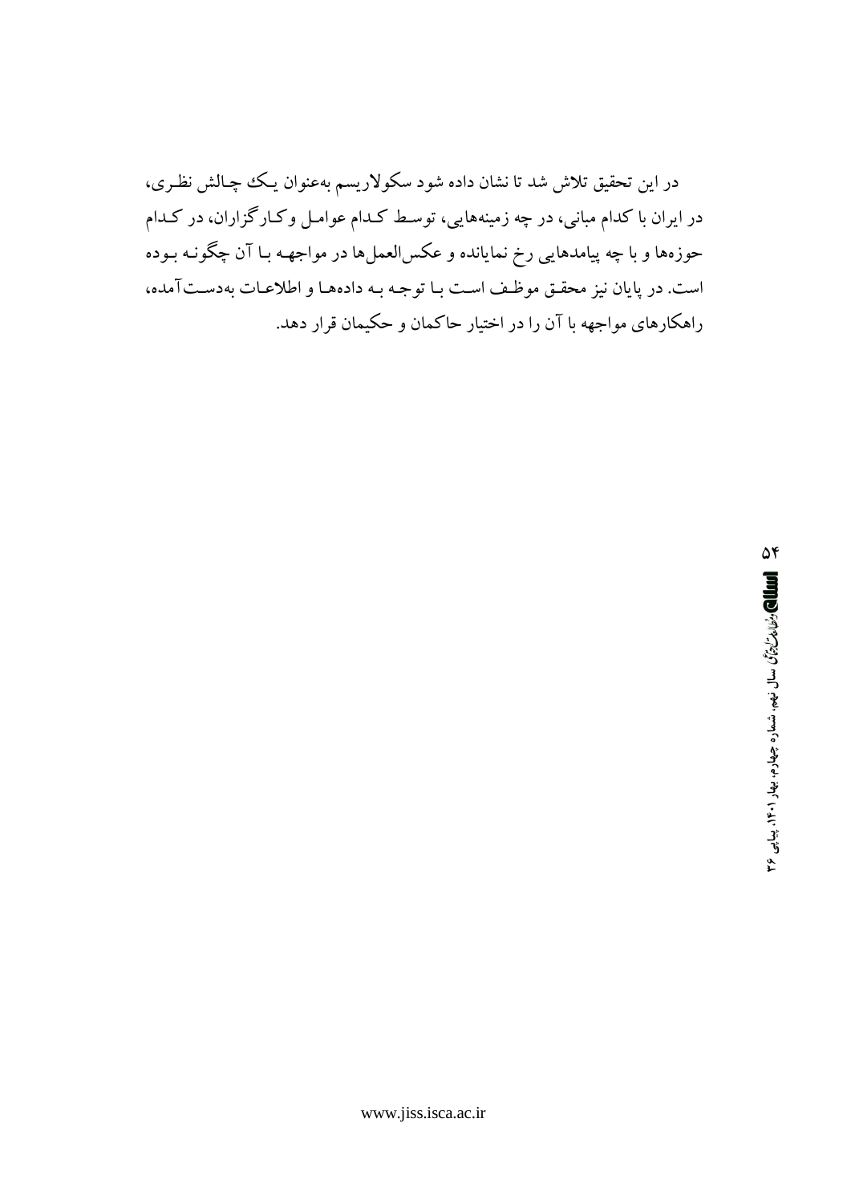در این تحقیق تلاش شد تا نشان داده شود سکولاریسم به‌عنوان یک چالش نظری، در ایران با کدام مبانی، در چه زمینه‌هایی، توسط کدام عوامل و کارگزاران، در کدام حوزه‌ها و با چه پیامدهایی رخ نمایانده و عکس‌العمل‌ها در مواجهه با آن چگونه بوده است. در پایان نیز محقق موظف است با توجه به داده‌ها و اطلاعات به‌دست‌آمده، راهکارهای مواجهه با آن را در اختیار حاکمان و حکیمان قرار دهد.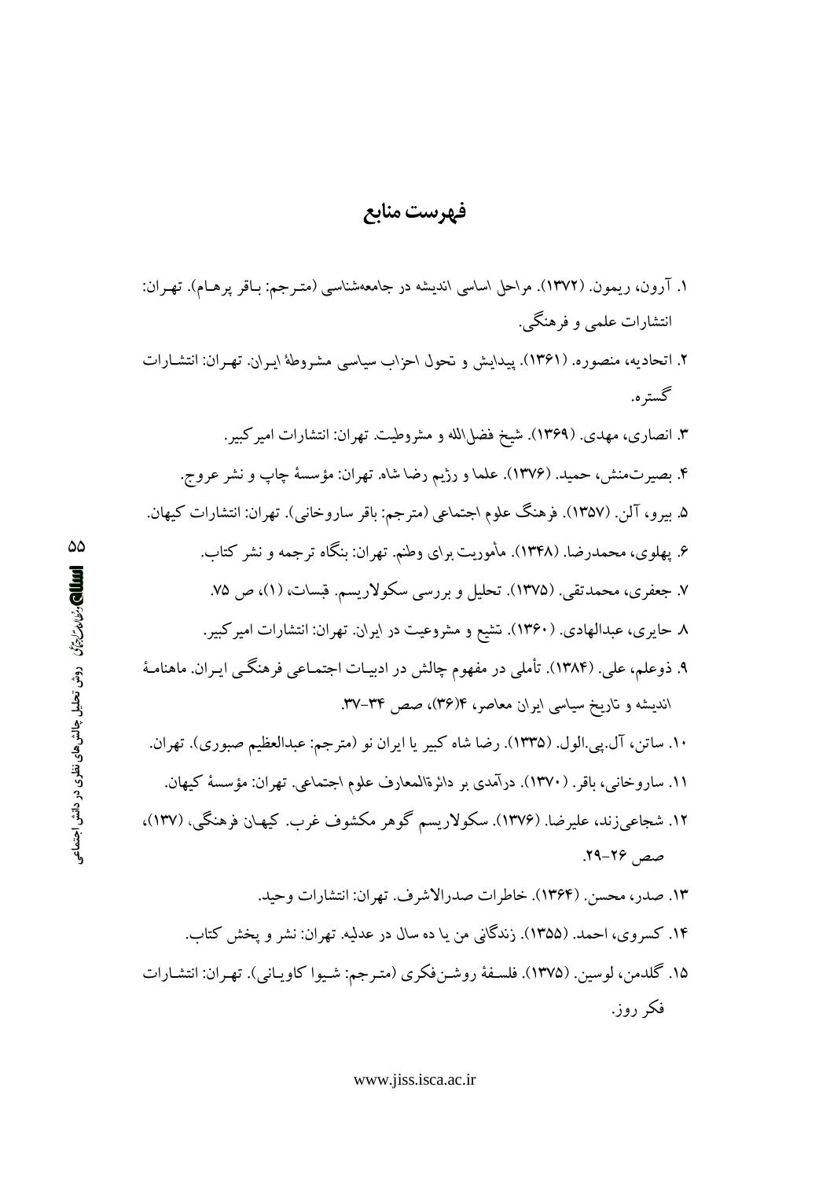# فهرست منابع

۱. آرون، ریمون. (۱۳۷۲). مراحل اساسی اندیشه در جامعه‌شناسی (مترجم: باقر پرهام). تهران: انتشارات علمی و فرهنگی.

۲. اتحادیه، منصوره. (۱۳۶۱). پیدایش و تحول احزاب سیاسی مشروطهٔ ایران. تهران: انتشارات گستره.

۳. انصاری، مهدی. (۱۳۶۹). شیخ فضل‌الله و مشروطیت. تهران: انتشارات امیرکبیر.

۴. بصیرت‌منش، حمید. (۱۳۷۶). علما و رژیم رضا شاه. تهران: مؤسسهٔ چاپ و نشر عروج.

۵. بیرو، آلن. (۱۳۵۷). فرهنگ علوم اجتماعی (مترجم: باقر ساروخانی). تهران: انتشارات کیهان.

۶. پهلوی، محمدرضا. (۱۳۴۸). مأموریت برای وطنم. تهران: بنگاه ترجمه و نشر کتاب.

۷. جعفری، محمدتقی. (۱۳۷۵). تحلیل و بررسی سکولاریسم. قبسات، (۱)، ص ۷۵.

۸. حایری، عبدالهادی. (۱۳۶۰). تشیع و مشروعیت در ایران. تهران: انتشارات امیرکبیر.

۹. ذوعلم، علی. (۱۳۸۴). تأملی در مفهوم چالش در ادبیات اجتماعی فرهنگی ایران. ماهنامهٔ اندیشه و تاریخ سیاسی ایران معاصر، ۴(۳۶)، صص ۳۴-۳۷.

۱۰. ساتن، آل.پی.الول. (۱۳۳۵). رضا شاه کبیر یا ایران نو (مترجم: عبدالعظیم صبوری). تهران.

۱۱. ساروخانی، باقر. (۱۳۷۰). درآمدی بر دائرةالمعارف علوم اجتماعی. تهران: مؤسسهٔ کیهان.

۱۲. شجاعی‌زند، علیرضا. (۱۳۷۶). سکولاریسم گوهر مکشوف غرب. کیهان فرهنگی، (۱۳۷)، صص ۲۶-۲۹.

۱۳. صدر، محسن. (۱۳۶۴). خاطرات صدرالاشرف. تهران: انتشارات وحید.

۱۴. کسروی، احمد. (۱۳۵۵). زندگانی من یا ده سال در عدلیه. تهران: نشر و پخش کتاب.

۱۵. گلدمن، لوسین. (۱۳۷۵). فلسفهٔ روشن‌فکری (مترجم: شیوا کاویانی). تهران: انتشارات فکر روز.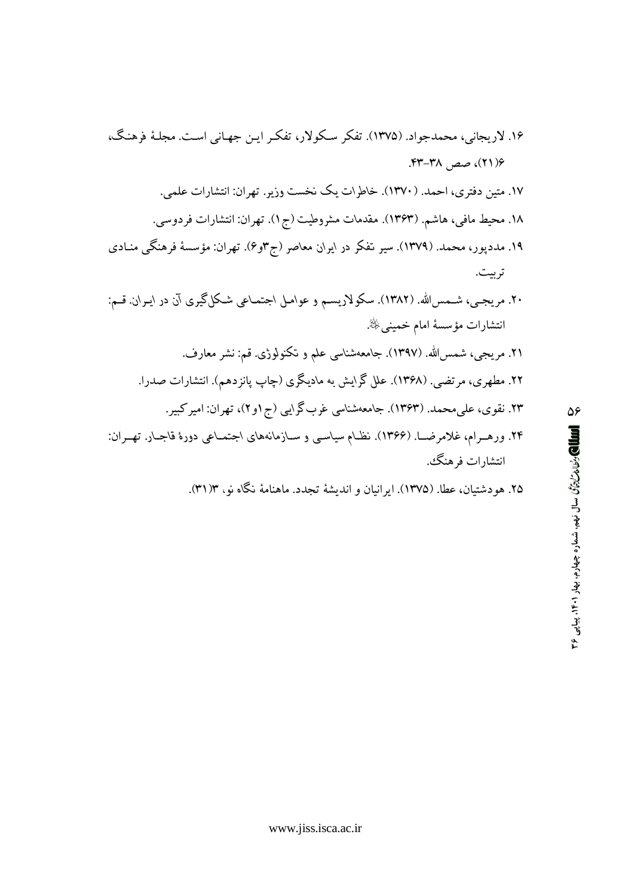۱۶. لاریجانی، محمدجواد. (۱۳۷۵). تفکر سکولار، تفکر این جهانی است. مجلهٔ فرهنگ، ۶(۲۱)، صص ۳۸-۴۳.

۱۷. متین دفتری، احمد. (۱۳۷۰). خاطرات یک نخست وزیر. تهران: انتشارات علمی.

۱۸. محیط مافی، هاشم. (۱۳۶۳). مقدمات مشروطیت (ج۱). تهران: انتشارات فردوسی.

۱۹. مددپور، محمد. (۱۳۷۹). سیر تفکر در ایران معاصر (ج۳و۶). تهران: مؤسسهٔ فرهنگی منادی تربیت.

۲۰. مریجی، شمس‌الله. (۱۳۸۲). سکولاریسم و عوامل اجتماعی شکل‌گیری آن در ایران. قم: انتشارات مؤسسهٔ امام خمینی‌ره.

۲۱. مریجی، شمس‌الله. (۱۳۹۷). جامعه‌شناسی علم و تکنولوژی. قم: نشر معارف.

۲۲. مطهری، مرتضی. (۱۳۶۸). علل گرایش به مادیگری (چاپ پانزدهم). انتشارات صدرا.

۲۳. نقوی، علی‌محمد. (۱۳۶۳). جامعه‌شناسی غرب‌گرایی (ج۱و۲)، تهران: امیرکبیر.

۲۴. ورهرام، غلامرضا. (۱۳۶۶). نظام سیاسی و سازمان‌های اجتماعی دورهٔ قاجار. تهران: انتشارات فرهنگ.

۲۵. هودشتیان، عطا. (۱۳۷۵). ایرانیان و اندیشهٔ تجدد. ماهنامهٔ نگاه نو، ۳(۳۱).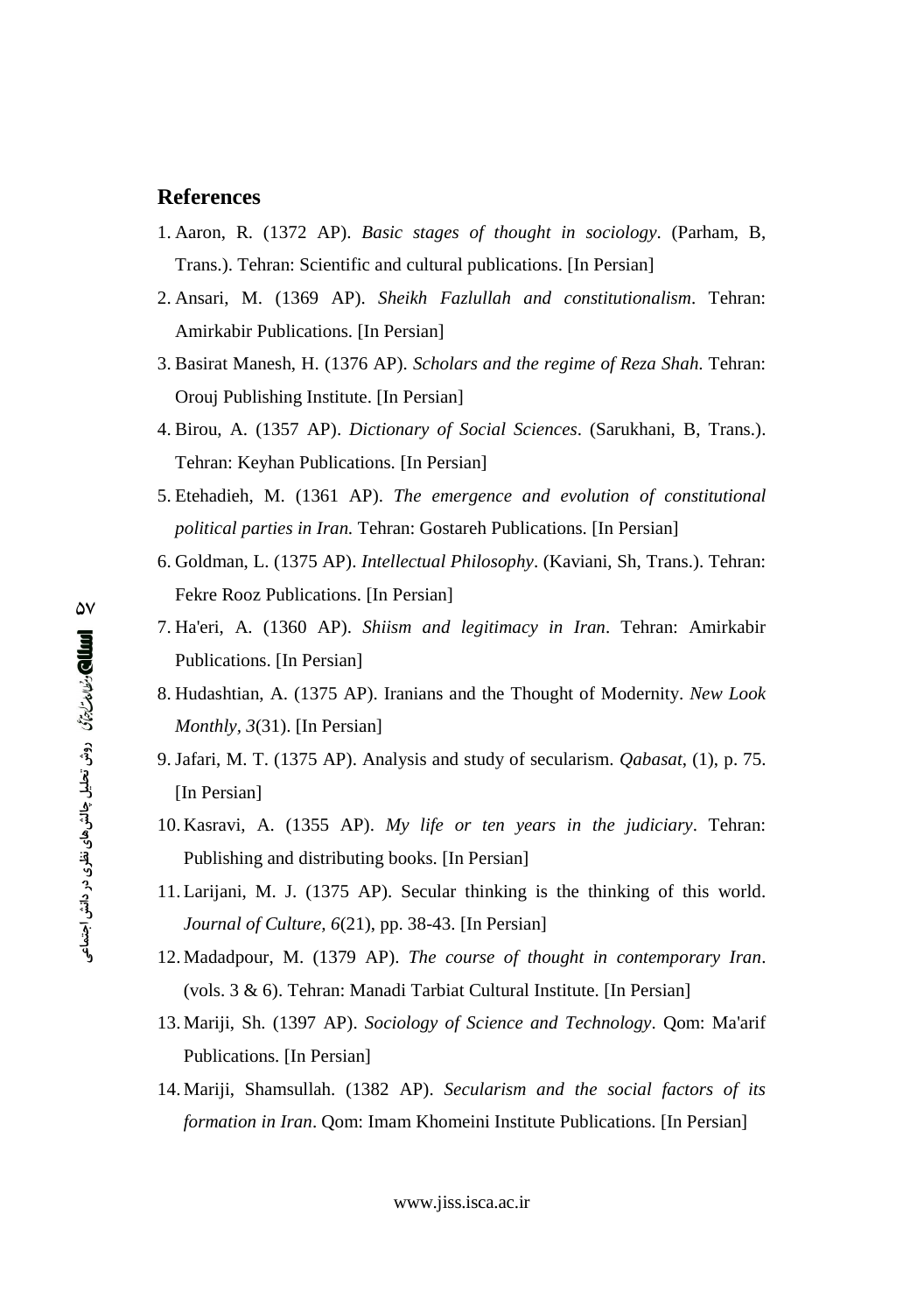## References

1. Aaron, R. (1372 AP). *Basic stages of thought in sociology*. (Parham, B, Trans.). Tehran: Scientific and cultural publications. [In Persian]
2. Ansari, M. (1369 AP). *Sheikh Fazlullah and constitutionalism*. Tehran: Amirkabir Publications. [In Persian]
3. Basirat Manesh, H. (1376 AP). *Scholars and the regime of Reza Shah*. Tehran: Orouj Publishing Institute. [In Persian]
4. Birou, A. (1357 AP). *Dictionary of Social Sciences*. (Sarukhani, B, Trans.). Tehran: Keyhan Publications. [In Persian]
5. Etehadieh, M. (1361 AP). *The emergence and evolution of constitutional political parties in Iran.* Tehran: Gostareh Publications. [In Persian]
6. Goldman, L. (1375 AP). *Intellectual Philosophy*. (Kaviani, Sh, Trans.). Tehran: Fekre Rooz Publications. [In Persian]
7. Ha'eri, A. (1360 AP). *Shiism and legitimacy in Iran*. Tehran: Amirkabir Publications. [In Persian]
8. Hudashtian, A. (1375 AP). Iranians and the Thought of Modernity. *New Look Monthly, 3*(31). [In Persian]
9. Jafari, M. T. (1375 AP). Analysis and study of secularism. *Qabasat*, (1), p. 75. [In Persian]
10. Kasravi, A. (1355 AP). *My life or ten years in the judiciary*. Tehran: Publishing and distributing books. [In Persian]
11. Larijani, M. J. (1375 AP). Secular thinking is the thinking of this world. *Journal of Culture, 6*(21), pp. 38-43. [In Persian]
12. Madadpour, M. (1379 AP). *The course of thought in contemporary Iran*. (vols. 3 & 6). Tehran: Manadi Tarbiat Cultural Institute. [In Persian]
13. Mariji, Sh. (1397 AP). *Sociology of Science and Technology*. Qom: Ma'arif Publications. [In Persian]
14. Mariji, Shamsullah. (1382 AP). *Secularism and the social factors of its formation in Iran*. Qom: Imam Khomeini Institute Publications. [In Persian]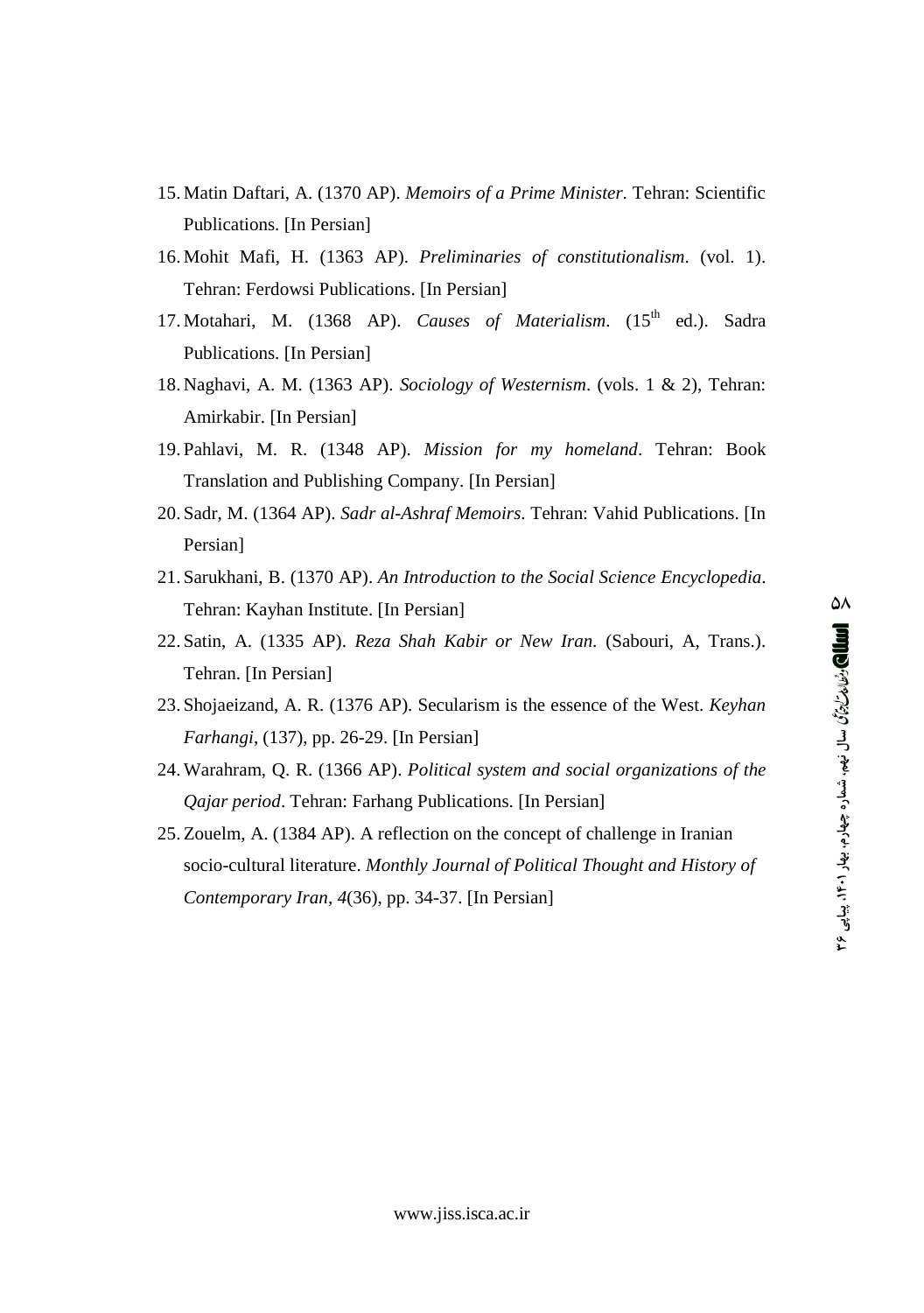15. Matin Daftari, A. (1370 AP). *Memoirs of a Prime Minister*. Tehran: Scientific Publications. [In Persian]
16. Mohit Mafi, H. (1363 AP). *Preliminaries of constitutionalism*. (vol. 1). Tehran: Ferdowsi Publications. [In Persian]
17. Motahari, M. (1368 AP). *Causes of Materialism*. (15th ed.). Sadra Publications. [In Persian]
18. Naghavi, A. M. (1363 AP). *Sociology of Westernism*. (vols. 1 & 2), Tehran: Amirkabir. [In Persian]
19. Pahlavi, M. R. (1348 AP). *Mission for my homeland*. Tehran: Book Translation and Publishing Company. [In Persian]
20. Sadr, M. (1364 AP). *Sadr al-Ashraf Memoirs*. Tehran: Vahid Publications. [In Persian]
21. Sarukhani, B. (1370 AP). *An Introduction to the Social Science Encyclopedia*. Tehran: Kayhan Institute. [In Persian]
22. Satin, A. (1335 AP). *Reza Shah Kabir or New Iran*. (Sabouri, A, Trans.). Tehran. [In Persian]
23. Shojaeizand, A. R. (1376 AP). Secularism is the essence of the West. *Keyhan Farhangi*, (137), pp. 26-29. [In Persian]
24. Warahram, Q. R. (1366 AP). *Political system and social organizations of the Qajar period*. Tehran: Farhang Publications. [In Persian]
25. Zouelm, A. (1384 AP). A reflection on the concept of challenge in Iranian socio-cultural literature. *Monthly Journal of Political Thought and History of Contemporary Iran*, *4*(36), pp. 34-37. [In Persian]